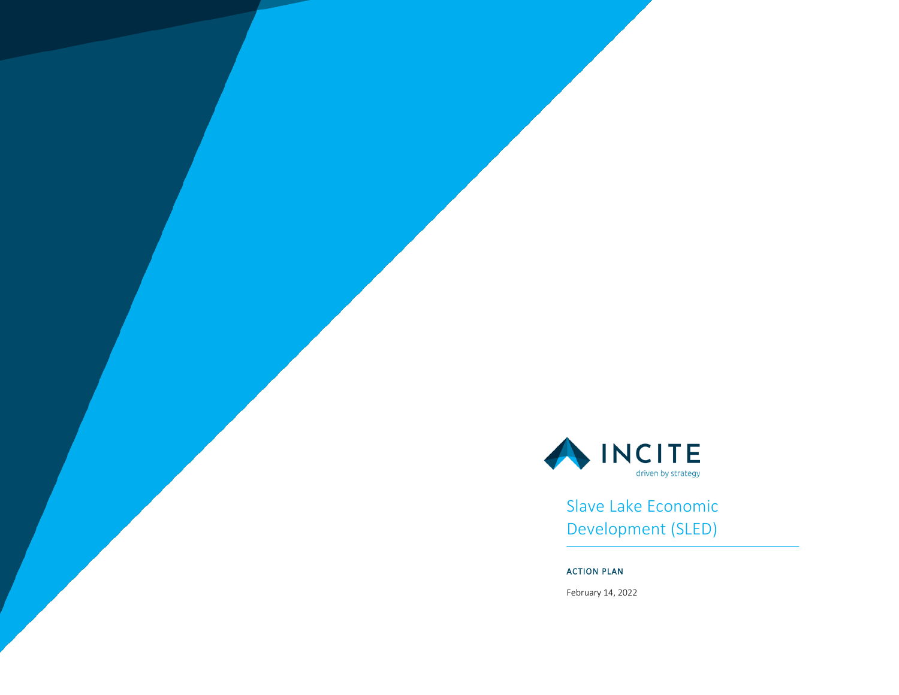INCITE

driven by strategy

# Slave Lake Economic Development (SLED)

ACTION PLAN

February 14, 2022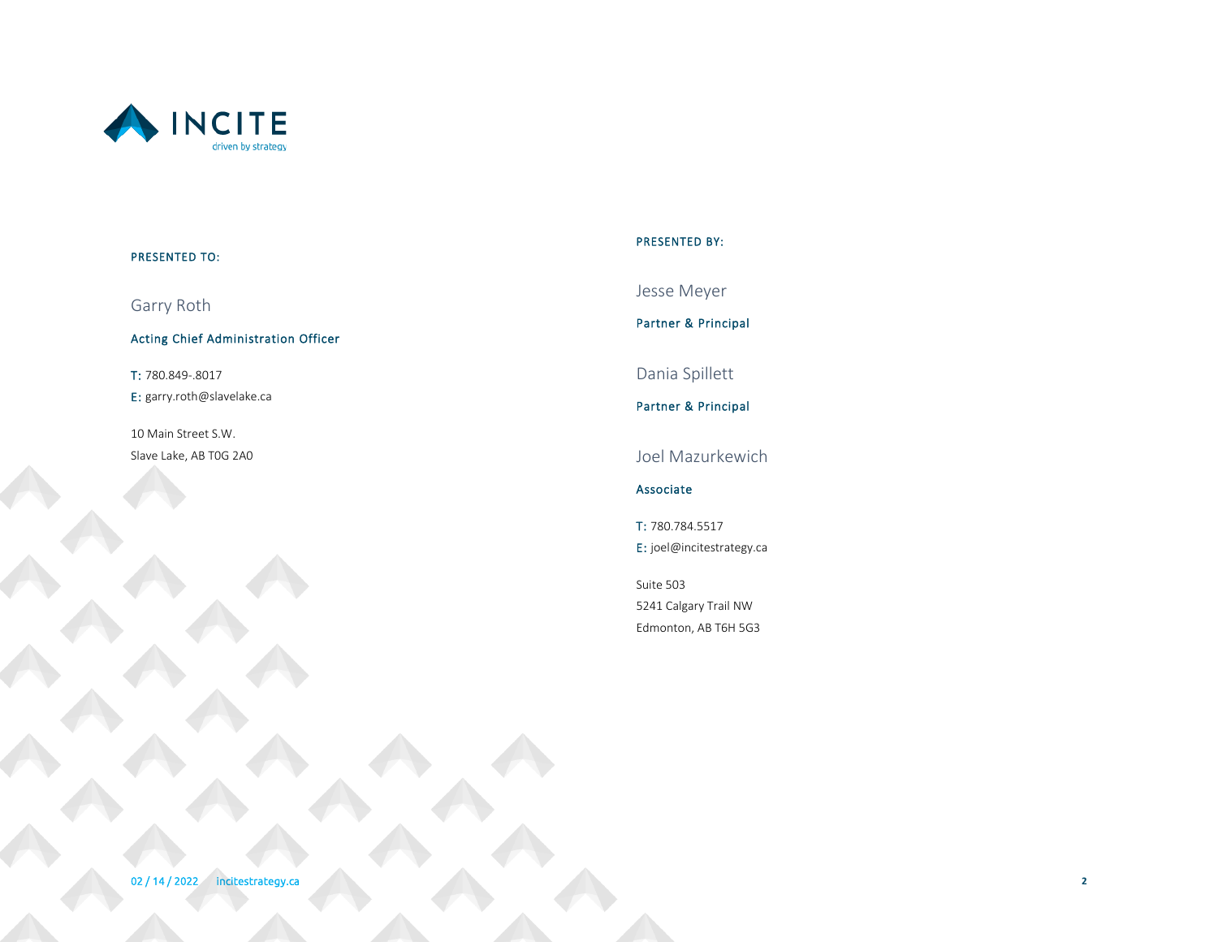INCITE

driven by strategy

**PRESENTED TO:**

Garry Roth

**Acting Chief Administration Officer**

T: 780.849-.8017
E: garry.roth@slavelake.ca

10 Main Street S.W.
Slave Lake, AB T0G 2A0

**PRESENTED BY:**

Jesse Meyer

**Partner & Principal**

Dania Spillett

**Partner & Principal**

Joel Mazurkewich

**Associate**

T: 780.784.5517
E: joel@incitestrategy.ca

Suite 503
5241 Calgary Trail NW
Edmonton, AB T6H 5G3

02 / 14 / 2022 incitestrategy.ca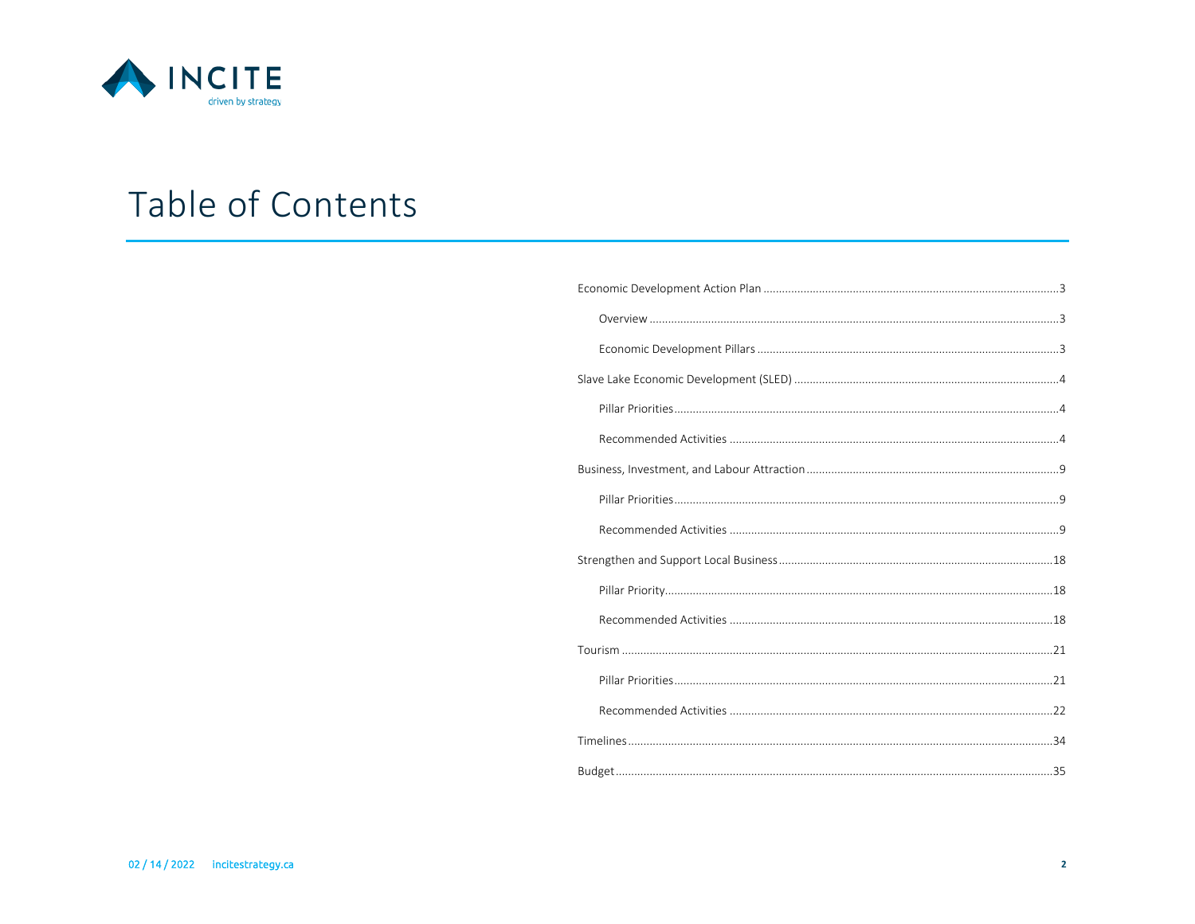# Table of Contents

- Economic Development Action Plan ... 3
  - Overview ... 3
  - Economic Development Pillars ... 3
- Slave Lake Economic Development (SLED) ... 4
  - Pillar Priorities ... 4
  - Recommended Activities ... 4
- Business, Investment, and Labour Attraction ... 9
  - Pillar Priorities ... 9
  - Recommended Activities ... 9
- Strengthen and Support Local Business ... 18
  - Pillar Priority ... 18
  - Recommended Activities ... 18
- Tourism ... 21
  - Pillar Priorities ... 21
  - Recommended Activities ... 22
- Timelines ... 34
- Budget ... 35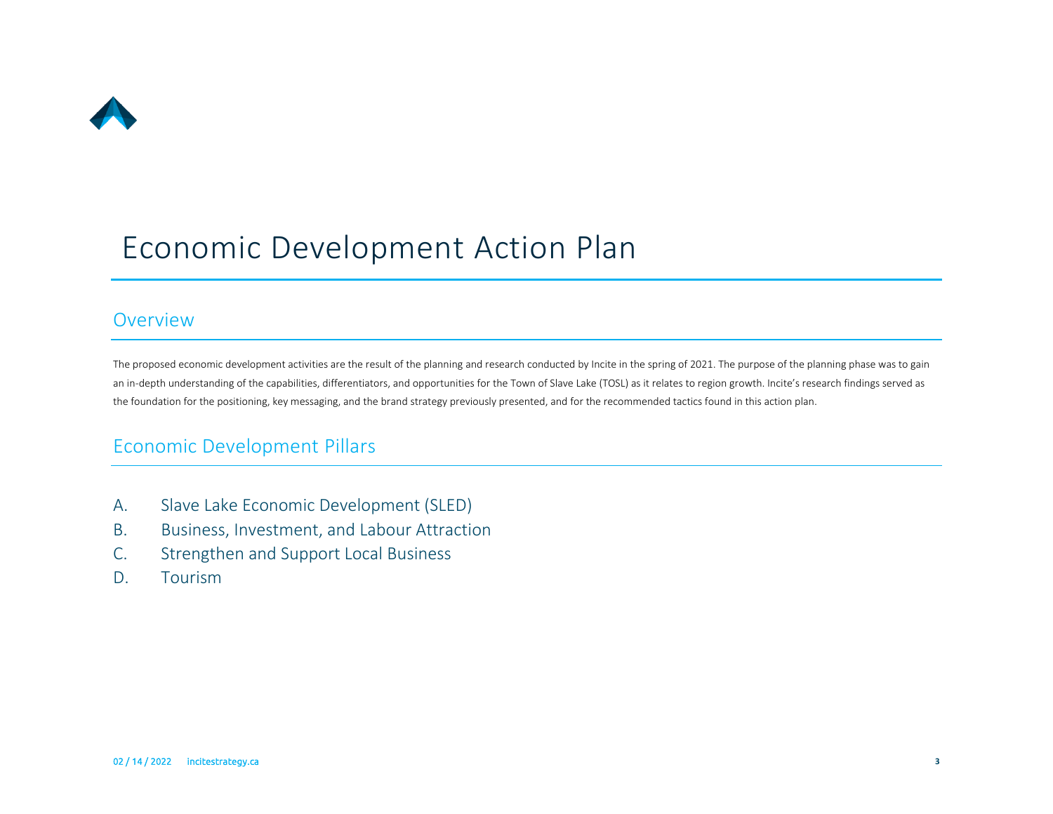# Economic Development Action Plan

## Overview

The proposed economic development activities are the result of the planning and research conducted by Incite in the spring of 2021. The purpose of the planning phase was to gain an in-depth understanding of the capabilities, differentiators, and opportunities for the Town of Slave Lake (TOSL) as it relates to region growth. Incite's research findings served as the foundation for the positioning, key messaging, and the brand strategy previously presented, and for the recommended tactics found in this action plan.

## Economic Development Pillars

A. Slave Lake Economic Development (SLED)
B. Business, Investment, and Labour Attraction
C. Strengthen and Support Local Business
D. Tourism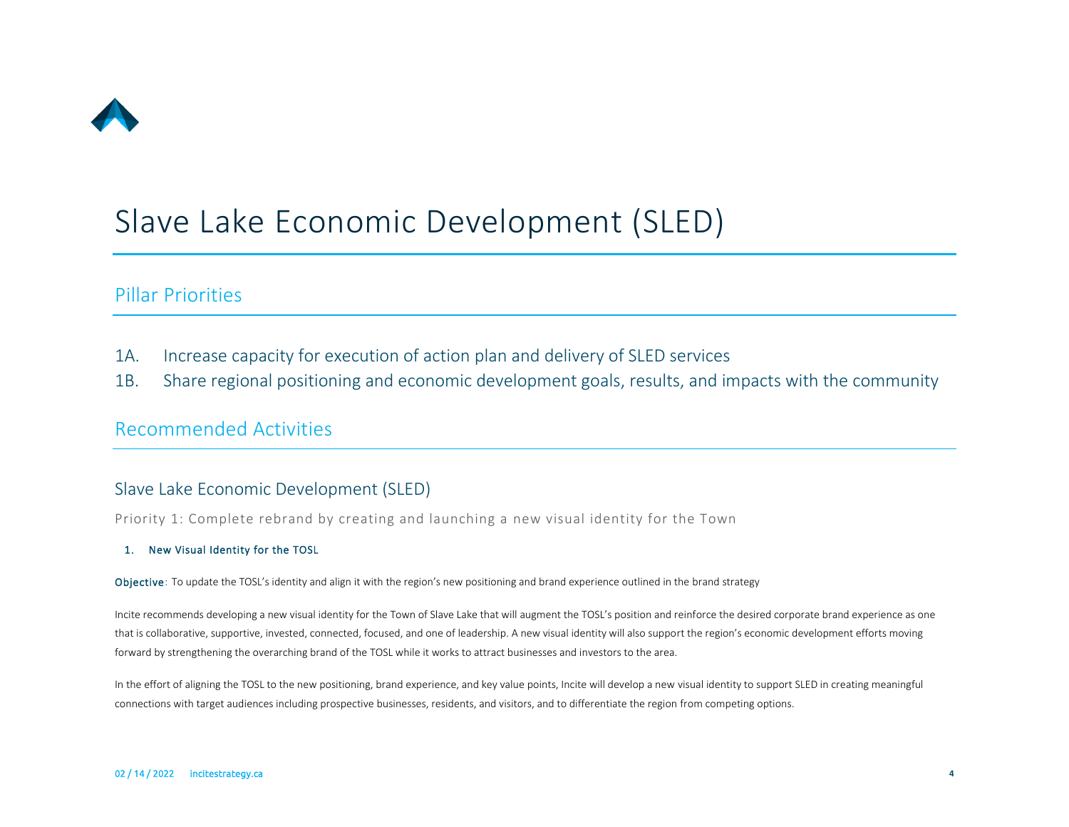# Slave Lake Economic Development (SLED)

## Pillar Priorities

1A. Increase capacity for execution of action plan and delivery of SLED services

1B. Share regional positioning and economic development goals, results, and impacts with the community

## Recommended Activities

### Slave Lake Economic Development (SLED)

Priority 1: Complete rebrand by creating and launching a new visual identity for the Town

1. **New Visual Identity for the TOSL**

**Objective**: To update the TOSL's identity and align it with the region's new positioning and brand experience outlined in the brand strategy

Incite recommends developing a new visual identity for the Town of Slave Lake that will augment the TOSL's position and reinforce the desired corporate brand experience as one that is collaborative, supportive, invested, connected, focused, and one of leadership. A new visual identity will also support the region's economic development efforts moving forward by strengthening the overarching brand of the TOSL while it works to attract businesses and investors to the area.

In the effort of aligning the TOSL to the new positioning, brand experience, and key value points, Incite will develop a new visual identity to support SLED in creating meaningful connections with target audiences including prospective businesses, residents, and visitors, and to differentiate the region from competing options.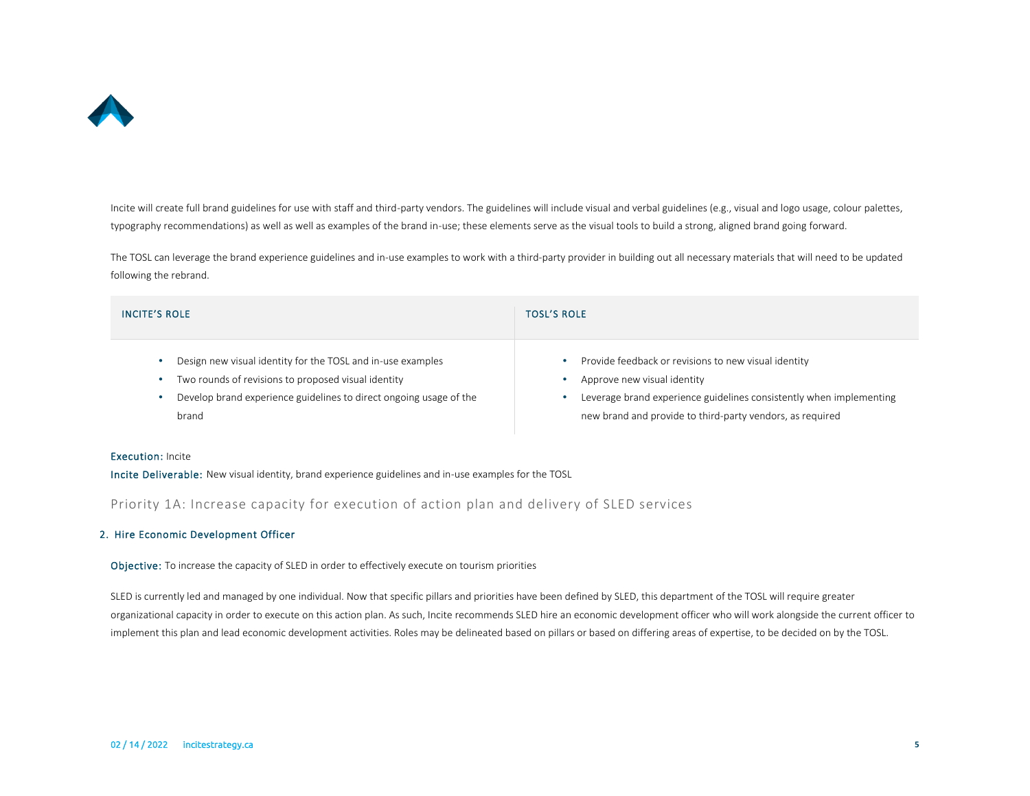Incite will create full brand guidelines for use with staff and third-party vendors. The guidelines will include visual and verbal guidelines (e.g., visual and logo usage, colour palettes, typography recommendations) as well as well as examples of the brand in-use; these elements serve as the visual tools to build a strong, aligned brand going forward.

The TOSL can leverage the brand experience guidelines and in-use examples to work with a third-party provider in building out all necessary materials that will need to be updated following the rebrand.

| INCITE'S ROLE | TOSL'S ROLE |
|---|---|
| • Design new visual identity for the TOSL and in-use examples<br>• Two rounds of revisions to proposed visual identity<br>• Develop brand experience guidelines to direct ongoing usage of the brand | • Provide feedback or revisions to new visual identity<br>• Approve new visual identity<br>• Leverage brand experience guidelines consistently when implementing new brand and provide to third-party vendors, as required |

**Execution:** Incite

**Incite Deliverable:** New visual identity, brand experience guidelines and in-use examples for the TOSL

## Priority 1A: Increase capacity for execution of action plan and delivery of SLED services

### 2. Hire Economic Development Officer

**Objective:** To increase the capacity of SLED in order to effectively execute on tourism priorities

SLED is currently led and managed by one individual. Now that specific pillars and priorities have been defined by SLED, this department of the TOSL will require greater organizational capacity in order to execute on this action plan. As such, Incite recommends SLED hire an economic development officer who will work alongside the current officer to implement this plan and lead economic development activities. Roles may be delineated based on pillars or based on differing areas of expertise, to be decided on by the TOSL.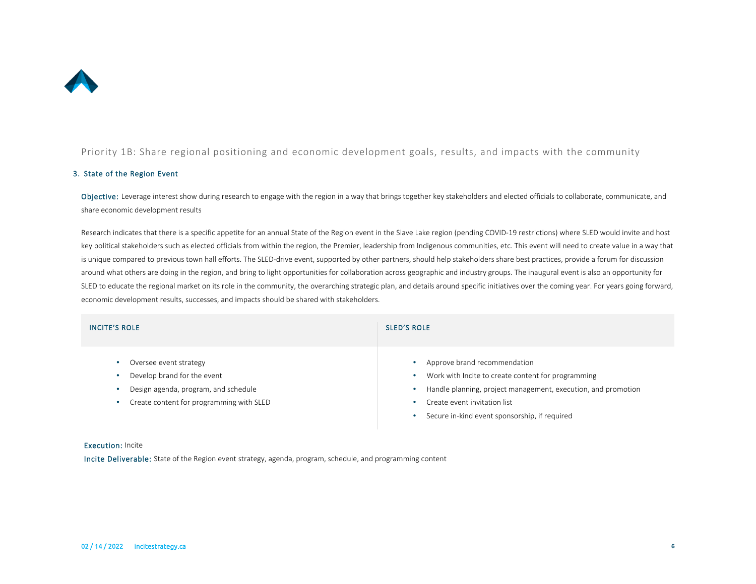## Priority 1B: Share regional positioning and economic development goals, results, and impacts with the community

### 3. State of the Region Event

**Objective:** Leverage interest show during research to engage with the region in a way that brings together key stakeholders and elected officials to collaborate, communicate, and share economic development results

Research indicates that there is a specific appetite for an annual State of the Region event in the Slave Lake region (pending COVID-19 restrictions) where SLED would invite and host key political stakeholders such as elected officials from within the region, the Premier, leadership from Indigenous communities, etc. This event will need to create value in a way that is unique compared to previous town hall efforts. The SLED-drive event, supported by other partners, should help stakeholders share best practices, provide a forum for discussion around what others are doing in the region, and bring to light opportunities for collaboration across geographic and industry groups. The inaugural event is also an opportunity for SLED to educate the regional market on its role in the community, the overarching strategic plan, and details around specific initiatives over the coming year. For years going forward, economic development results, successes, and impacts should be shared with stakeholders.

| INCITE'S ROLE | SLED'S ROLE |
| --- | --- |
| • Oversee event strategy<br>• Develop brand for the event<br>• Design agenda, program, and schedule<br>• Create content for programming with SLED | • Approve brand recommendation<br>• Work with Incite to create content for programming<br>• Handle planning, project management, execution, and promotion<br>• Create event invitation list<br>• Secure in-kind event sponsorship, if required |

**Execution:** Incite

**Incite Deliverable:** State of the Region event strategy, agenda, program, schedule, and programming content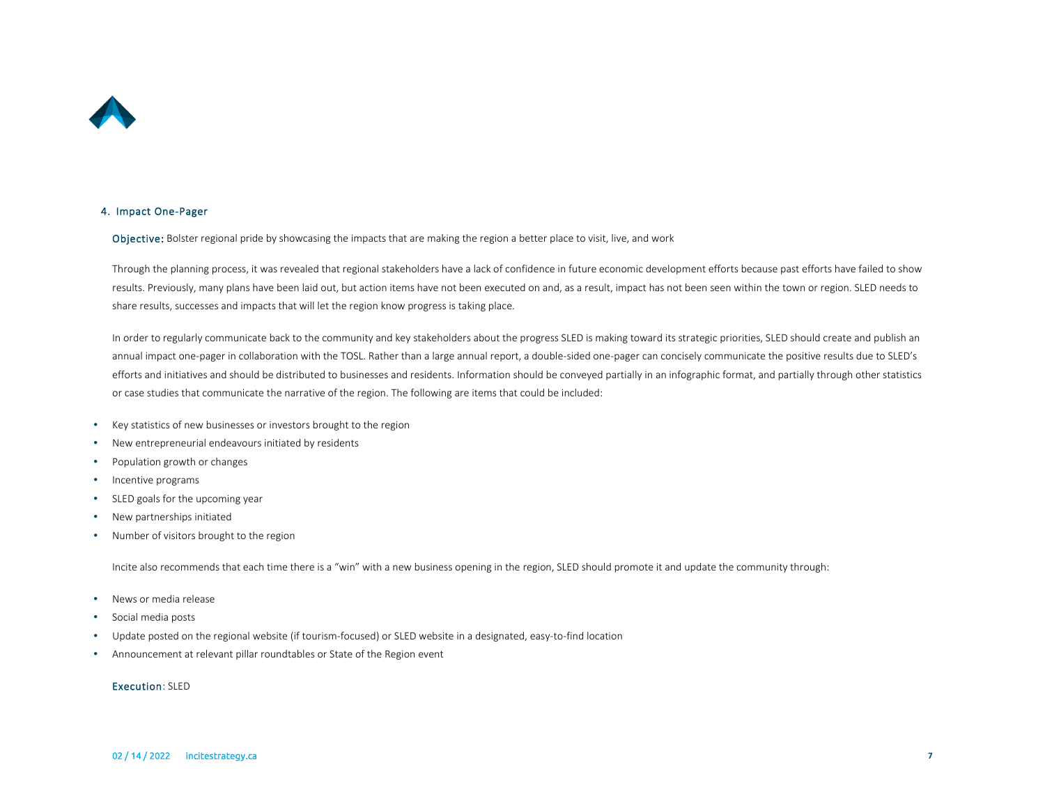## 4. Impact One-Pager

**Objective:** Bolster regional pride by showcasing the impacts that are making the region a better place to visit, live, and work

Through the planning process, it was revealed that regional stakeholders have a lack of confidence in future economic development efforts because past efforts have failed to show results. Previously, many plans have been laid out, but action items have not been executed on and, as a result, impact has not been seen within the town or region. SLED needs to share results, successes and impacts that will let the region know progress is taking place.

In order to regularly communicate back to the community and key stakeholders about the progress SLED is making toward its strategic priorities, SLED should create and publish an annual impact one-pager in collaboration with the TOSL. Rather than a large annual report, a double-sided one-pager can concisely communicate the positive results due to SLED's efforts and initiatives and should be distributed to businesses and residents. Information should be conveyed partially in an infographic format, and partially through other statistics or case studies that communicate the narrative of the region. The following are items that could be included:

- Key statistics of new businesses or investors brought to the region
- New entrepreneurial endeavours initiated by residents
- Population growth or changes
- Incentive programs
- SLED goals for the upcoming year
- New partnerships initiated
- Number of visitors brought to the region

Incite also recommends that each time there is a "win" with a new business opening in the region, SLED should promote it and update the community through:

- News or media release
- Social media posts
- Update posted on the regional website (if tourism-focused) or SLED website in a designated, easy-to-find location
- Announcement at relevant pillar roundtables or State of the Region event

**Execution**: SLED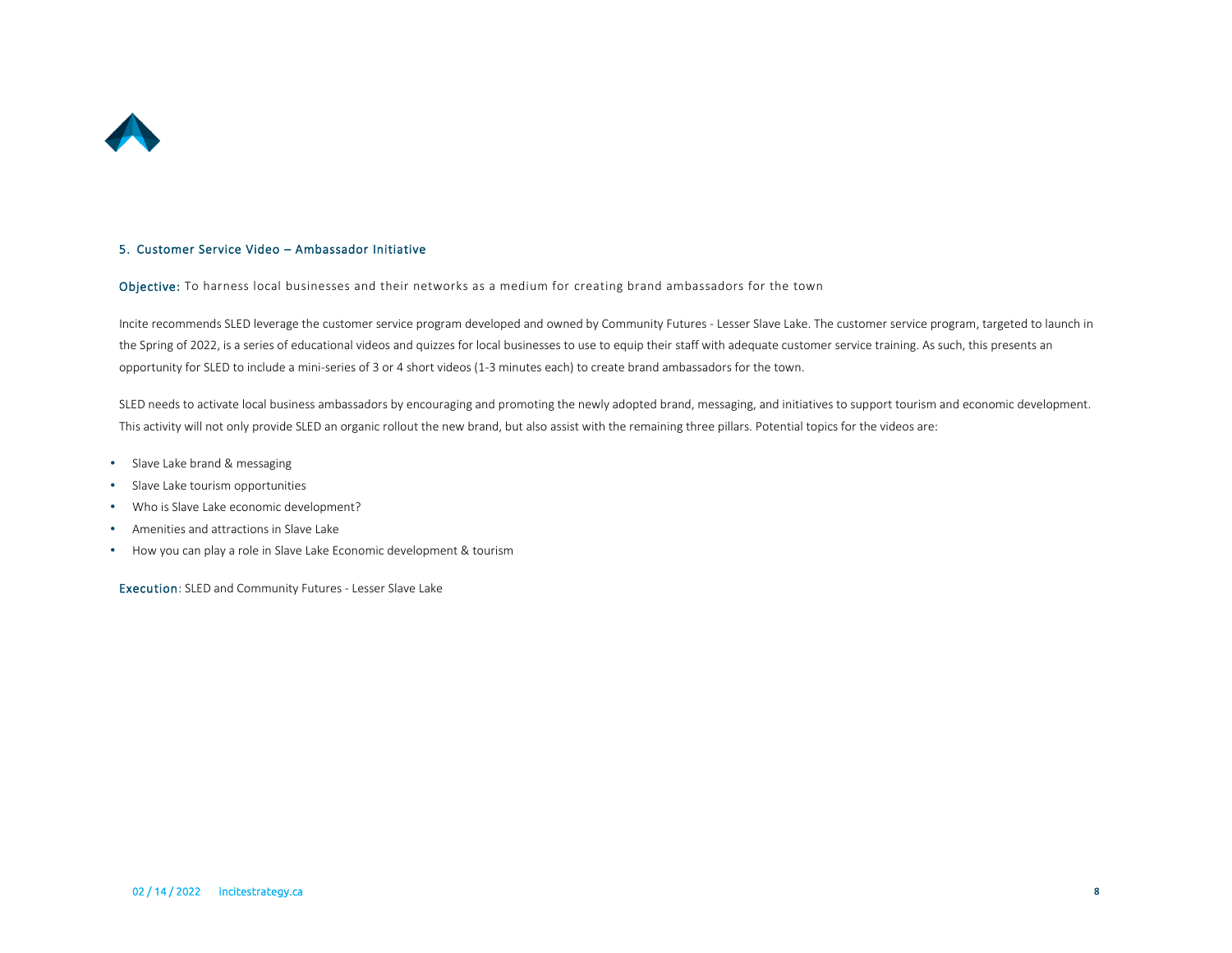## 5. Customer Service Video – Ambassador Initiative

**Objective:** To harness local businesses and their networks as a medium for creating brand ambassadors for the town

Incite recommends SLED leverage the customer service program developed and owned by Community Futures - Lesser Slave Lake. The customer service program, targeted to launch in the Spring of 2022, is a series of educational videos and quizzes for local businesses to use to equip their staff with adequate customer service training. As such, this presents an opportunity for SLED to include a mini-series of 3 or 4 short videos (1-3 minutes each) to create brand ambassadors for the town.

SLED needs to activate local business ambassadors by encouraging and promoting the newly adopted brand, messaging, and initiatives to support tourism and economic development. This activity will not only provide SLED an organic rollout the new brand, but also assist with the remaining three pillars. Potential topics for the videos are:

- Slave Lake brand & messaging
- Slave Lake tourism opportunities
- Who is Slave Lake economic development?
- Amenities and attractions in Slave Lake
- How you can play a role in Slave Lake Economic development & tourism

**Execution**: SLED and Community Futures - Lesser Slave Lake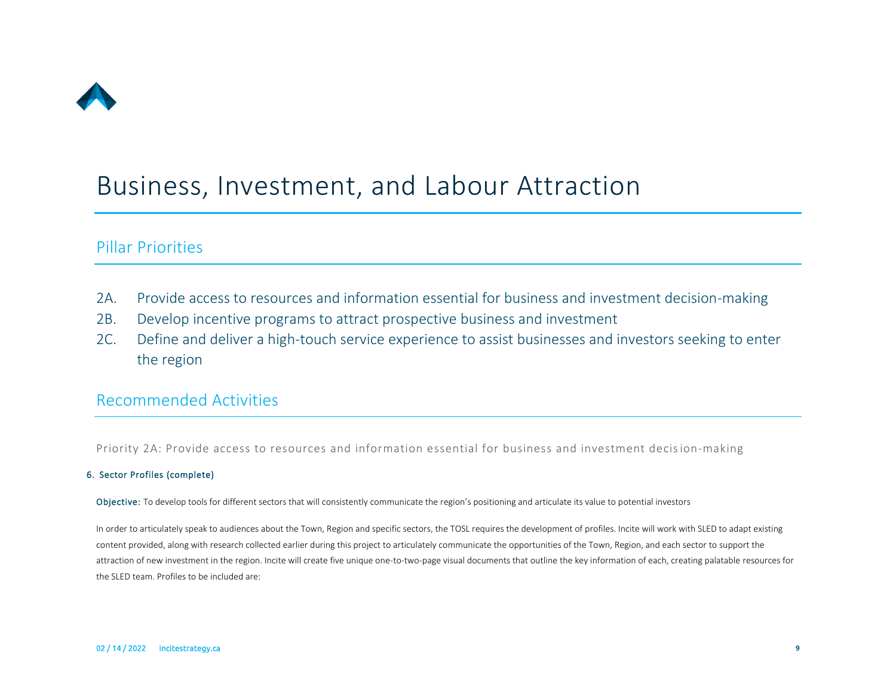# Business, Investment, and Labour Attraction

## Pillar Priorities

2A. Provide access to resources and information essential for business and investment decision-making

2B. Develop incentive programs to attract prospective business and investment

2C. Define and deliver a high-touch service experience to assist businesses and investors seeking to enter the region

## Recommended Activities

Priority 2A: Provide access to resources and information essential for business and investment decision-making

#### 6. Sector Profiles (complete)

**Objective:** To develop tools for different sectors that will consistently communicate the region's positioning and articulate its value to potential investors

In order to articulately speak to audiences about the Town, Region and specific sectors, the TOSL requires the development of profiles. Incite will work with SLED to adapt existing content provided, along with research collected earlier during this project to articulately communicate the opportunities of the Town, Region, and each sector to support the attraction of new investment in the region. Incite will create five unique one-to-two-page visual documents that outline the key information of each, creating palatable resources for the SLED team. Profiles to be included are: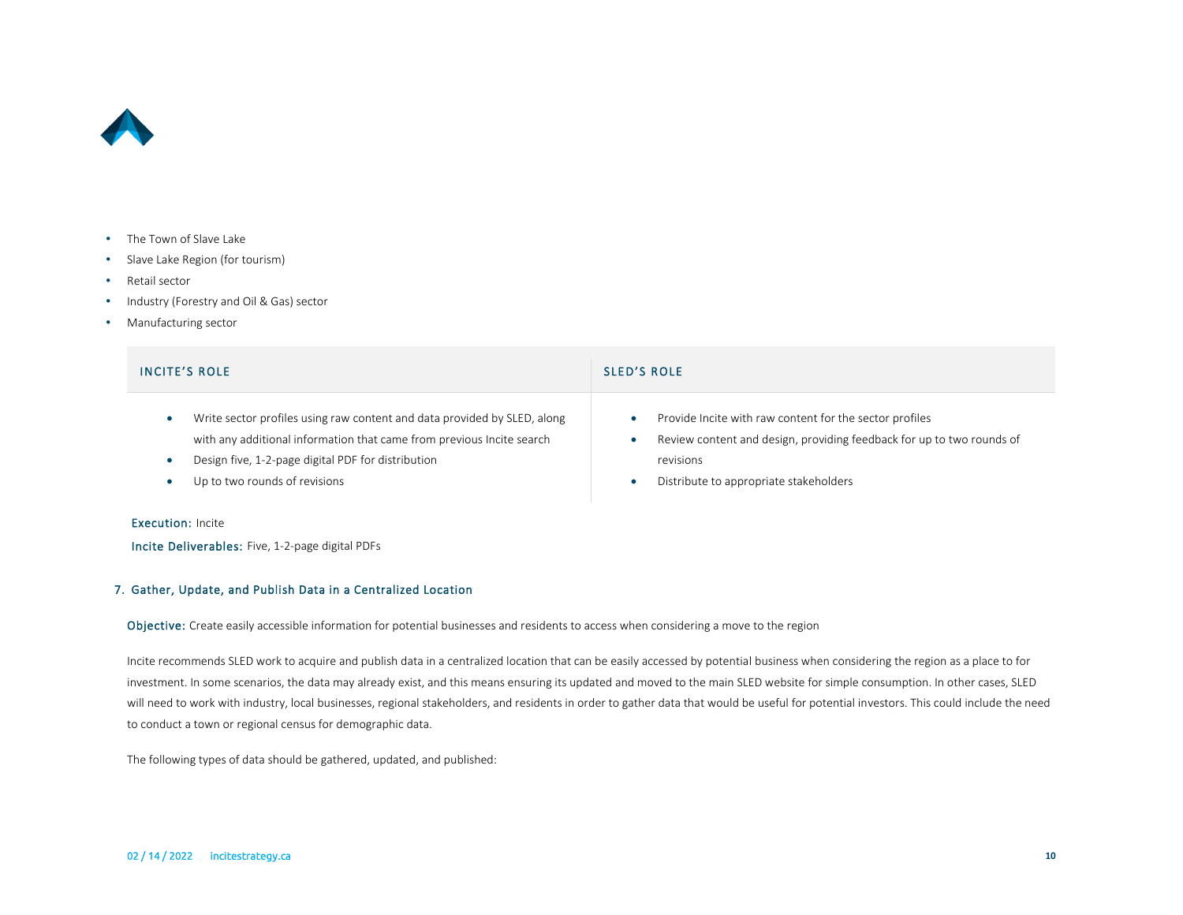- The Town of Slave Lake
- Slave Lake Region (for tourism)
- Retail sector
- Industry (Forestry and Oil & Gas) sector
- Manufacturing sector

| INCITE'S ROLE | SLED'S ROLE |
| --- | --- |
| • Write sector profiles using raw content and data provided by SLED, along with any additional information that came from previous Incite search<br>• Design five, 1-2-page digital PDF for distribution<br>• Up to two rounds of revisions | • Provide Incite with raw content for the sector profiles<br>• Review content and design, providing feedback for up to two rounds of revisions<br>• Distribute to appropriate stakeholders |

**Execution:** Incite

**Incite Deliverables:** Five, 1-2-page digital PDFs

### 7. Gather, Update, and Publish Data in a Centralized Location

**Objective:** Create easily accessible information for potential businesses and residents to access when considering a move to the region

Incite recommends SLED work to acquire and publish data in a centralized location that can be easily accessed by potential business when considering the region as a place to for investment. In some scenarios, the data may already exist, and this means ensuring its updated and moved to the main SLED website for simple consumption. In other cases, SLED will need to work with industry, local businesses, regional stakeholders, and residents in order to gather data that would be useful for potential investors. This could include the need to conduct a town or regional census for demographic data.

The following types of data should be gathered, updated, and published: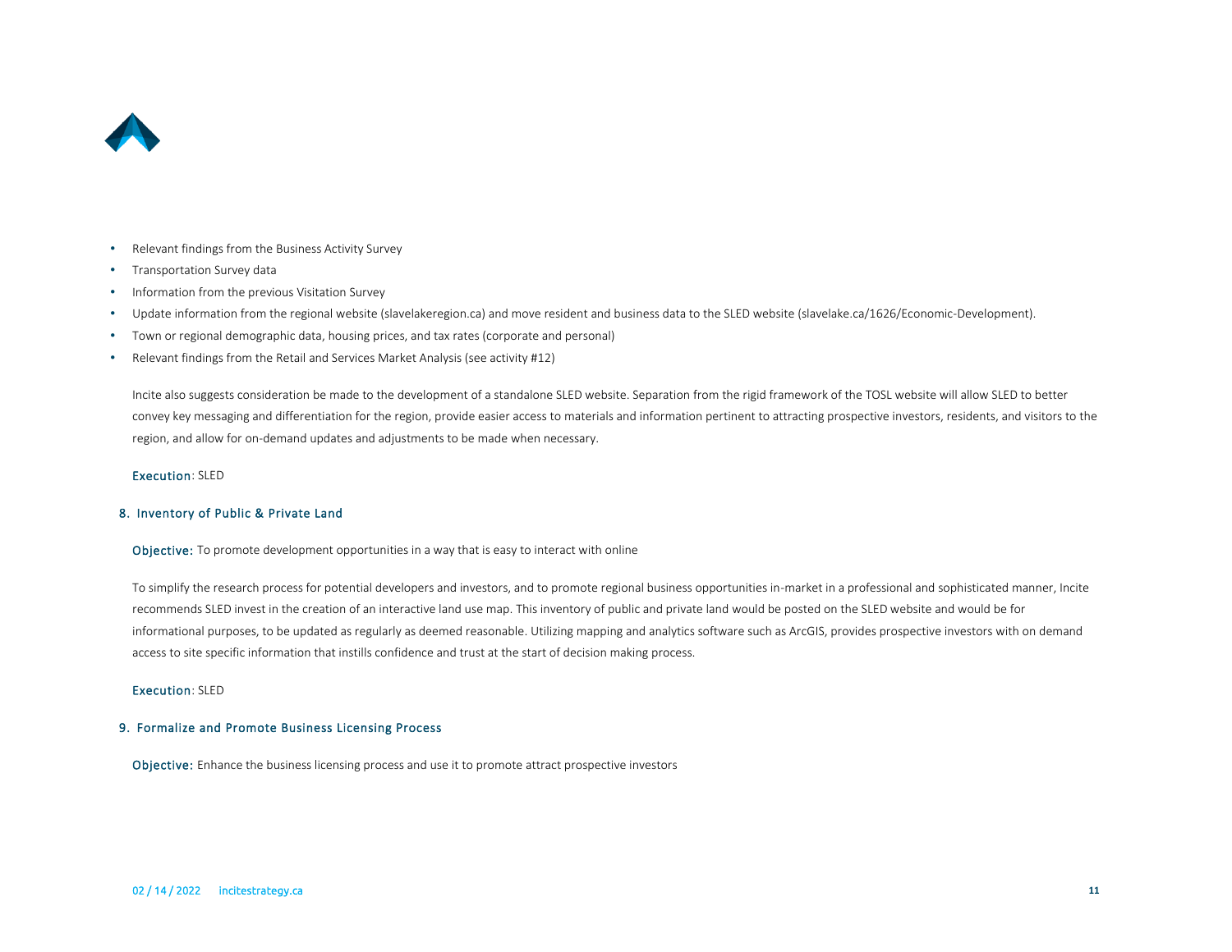- Relevant findings from the Business Activity Survey
- Transportation Survey data
- Information from the previous Visitation Survey
- Update information from the regional website (slavelakeregion.ca) and move resident and business data to the SLED website (slavelake.ca/1626/Economic-Development).
- Town or regional demographic data, housing prices, and tax rates (corporate and personal)
- Relevant findings from the Retail and Services Market Analysis (see activity #12)

Incite also suggests consideration be made to the development of a standalone SLED website. Separation from the rigid framework of the TOSL website will allow SLED to better convey key messaging and differentiation for the region, provide easier access to materials and information pertinent to attracting prospective investors, residents, and visitors to the region, and allow for on-demand updates and adjustments to be made when necessary.

**Execution**: SLED

### 8. Inventory of Public & Private Land

**Objective:** To promote development opportunities in a way that is easy to interact with online

To simplify the research process for potential developers and investors, and to promote regional business opportunities in-market in a professional and sophisticated manner, Incite recommends SLED invest in the creation of an interactive land use map. This inventory of public and private land would be posted on the SLED website and would be for informational purposes, to be updated as regularly as deemed reasonable. Utilizing mapping and analytics software such as ArcGIS, provides prospective investors with on demand access to site specific information that instills confidence and trust at the start of decision making process.

**Execution**: SLED

### 9. Formalize and Promote Business Licensing Process

**Objective:** Enhance the business licensing process and use it to promote attract prospective investors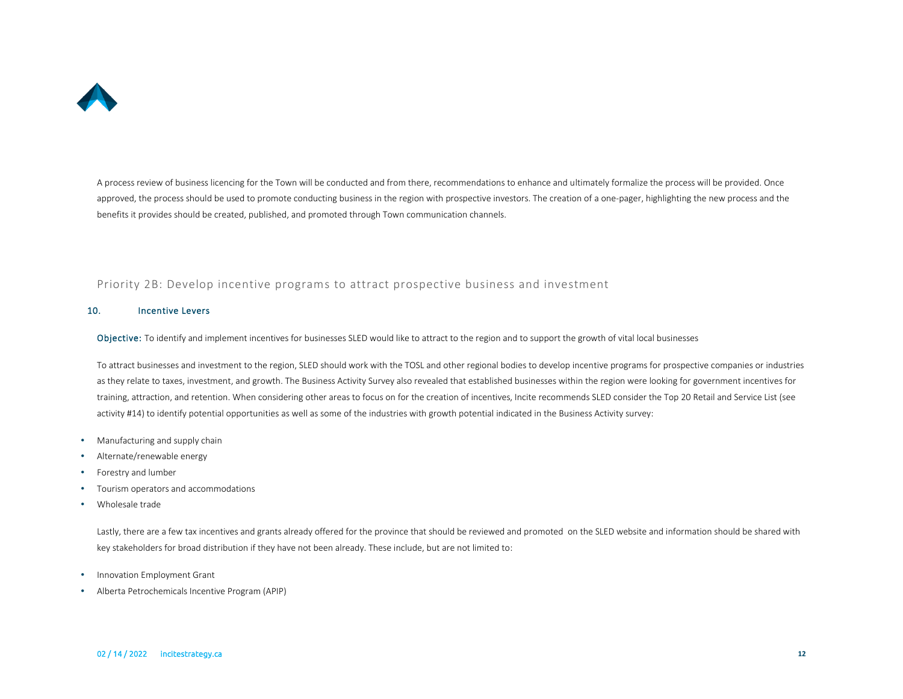A process review of business licencing for the Town will be conducted and from there, recommendations to enhance and ultimately formalize the process will be provided. Once approved, the process should be used to promote conducting business in the region with prospective investors. The creation of a one-pager, highlighting the new process and the benefits it provides should be created, published, and promoted through Town communication channels.

## Priority 2B: Develop incentive programs to attract prospective business and investment

### 10. Incentive Levers

**Objective:** To identify and implement incentives for businesses SLED would like to attract to the region and to support the growth of vital local businesses

To attract businesses and investment to the region, SLED should work with the TOSL and other regional bodies to develop incentive programs for prospective companies or industries as they relate to taxes, investment, and growth. The Business Activity Survey also revealed that established businesses within the region were looking for government incentives for training, attraction, and retention. When considering other areas to focus on for the creation of incentives, Incite recommends SLED consider the Top 20 Retail and Service List (see activity #14) to identify potential opportunities as well as some of the industries with growth potential indicated in the Business Activity survey:

- Manufacturing and supply chain
- Alternate/renewable energy
- Forestry and lumber
- Tourism operators and accommodations
- Wholesale trade

Lastly, there are a few tax incentives and grants already offered for the province that should be reviewed and promoted on the SLED website and information should be shared with key stakeholders for broad distribution if they have not been already. These include, but are not limited to:

- Innovation Employment Grant
- Alberta Petrochemicals Incentive Program (APIP)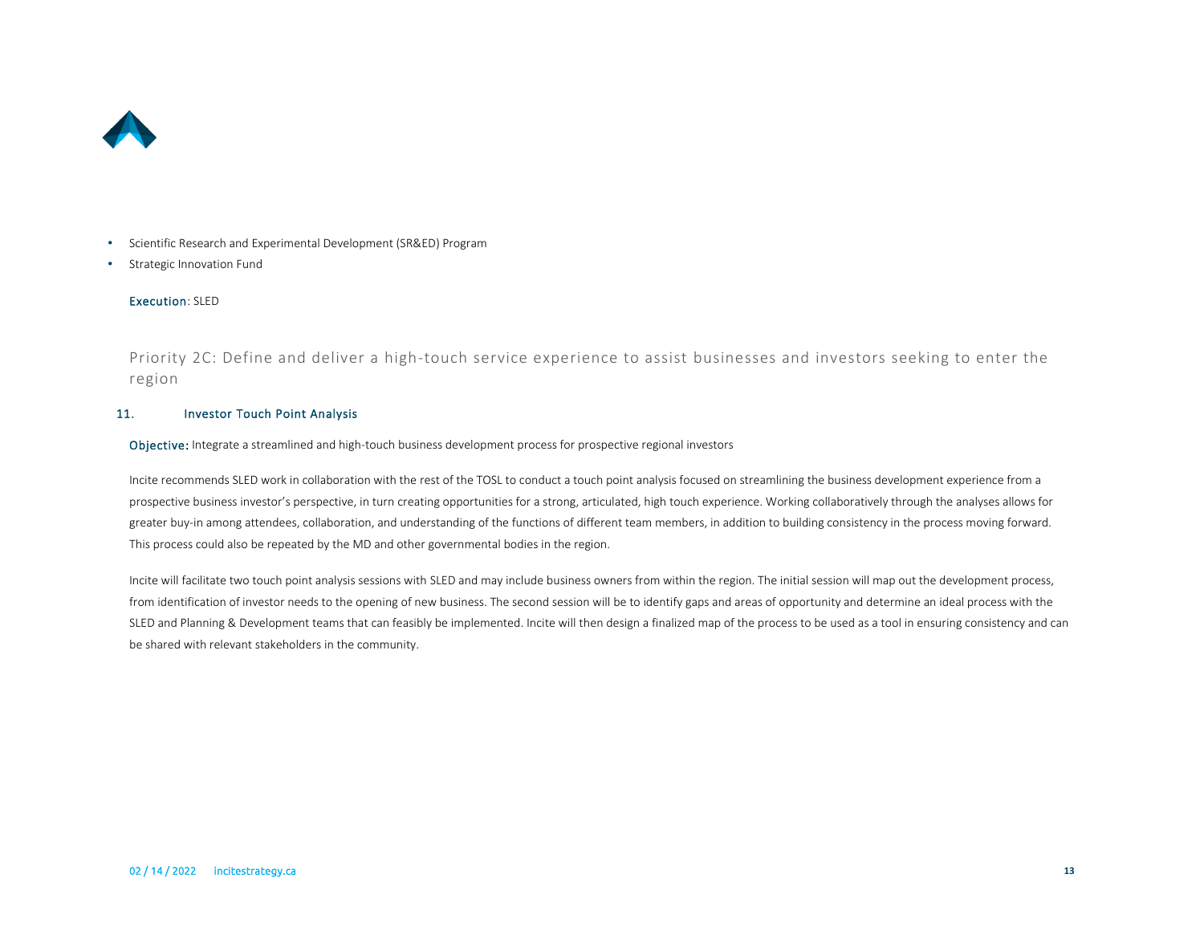- Scientific Research and Experimental Development (SR&ED) Program
- Strategic Innovation Fund

**Execution**: SLED

## Priority 2C: Define and deliver a high-touch service experience to assist businesses and investors seeking to enter the region

### 11. Investor Touch Point Analysis

**Objective:** Integrate a streamlined and high-touch business development process for prospective regional investors

Incite recommends SLED work in collaboration with the rest of the TOSL to conduct a touch point analysis focused on streamlining the business development experience from a prospective business investor's perspective, in turn creating opportunities for a strong, articulated, high touch experience. Working collaboratively through the analyses allows for greater buy-in among attendees, collaboration, and understanding of the functions of different team members, in addition to building consistency in the process moving forward. This process could also be repeated by the MD and other governmental bodies in the region.

Incite will facilitate two touch point analysis sessions with SLED and may include business owners from within the region. The initial session will map out the development process, from identification of investor needs to the opening of new business. The second session will be to identify gaps and areas of opportunity and determine an ideal process with the SLED and Planning & Development teams that can feasibly be implemented. Incite will then design a finalized map of the process to be used as a tool in ensuring consistency and can be shared with relevant stakeholders in the community.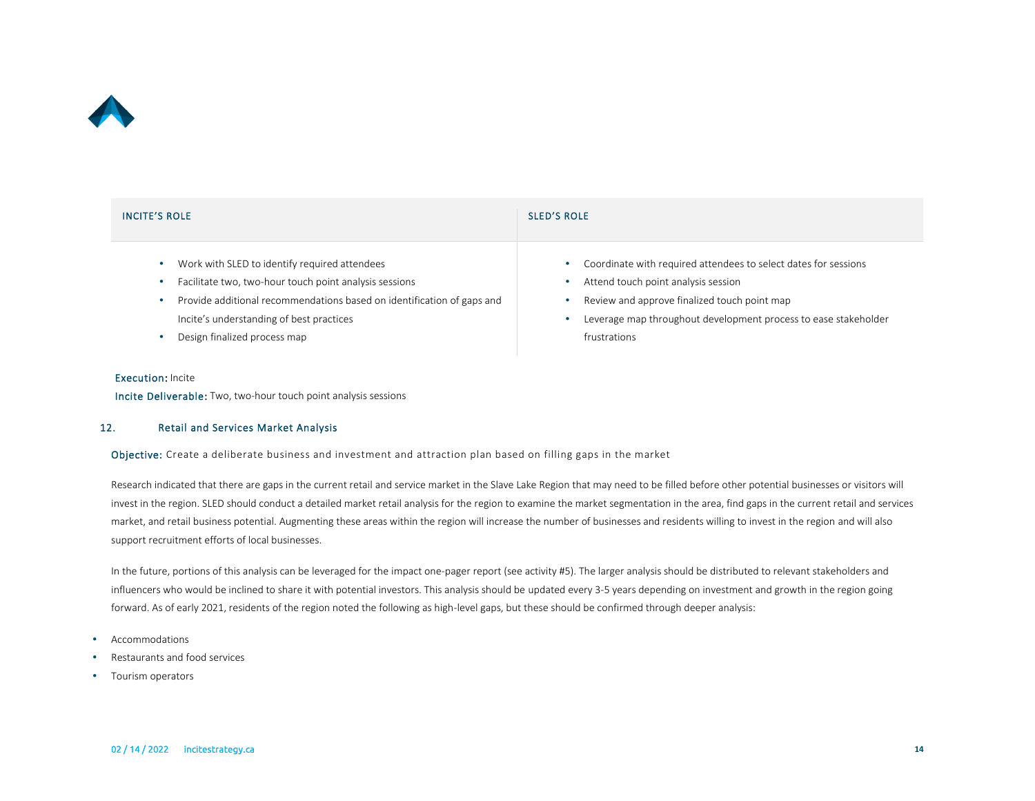| INCITE'S ROLE | SLED'S ROLE |
| --- | --- |
| • Work with SLED to identify required attendees<br>• Facilitate two, two-hour touch point analysis sessions<br>• Provide additional recommendations based on identification of gaps and Incite's understanding of best practices<br>• Design finalized process map | • Coordinate with required attendees to select dates for sessions<br>• Attend touch point analysis session<br>• Review and approve finalized touch point map<br>• Leverage map throughout development process to ease stakeholder frustrations |

**Execution:** Incite

**Incite Deliverable:** Two, two-hour touch point analysis sessions

### 12. Retail and Services Market Analysis

**Objective:** Create a deliberate business and investment and attraction plan based on filling gaps in the market

Research indicated that there are gaps in the current retail and service market in the Slave Lake Region that may need to be filled before other potential businesses or visitors will invest in the region. SLED should conduct a detailed market retail analysis for the region to examine the market segmentation in the area, find gaps in the current retail and services market, and retail business potential. Augmenting these areas within the region will increase the number of businesses and residents willing to invest in the region and will also support recruitment efforts of local businesses.

In the future, portions of this analysis can be leveraged for the impact one-pager report (see activity #5). The larger analysis should be distributed to relevant stakeholders and influencers who would be inclined to share it with potential investors. This analysis should be updated every 3-5 years depending on investment and growth in the region going forward. As of early 2021, residents of the region noted the following as high-level gaps, but these should be confirmed through deeper analysis:

- Accommodations
- Restaurants and food services
- Tourism operators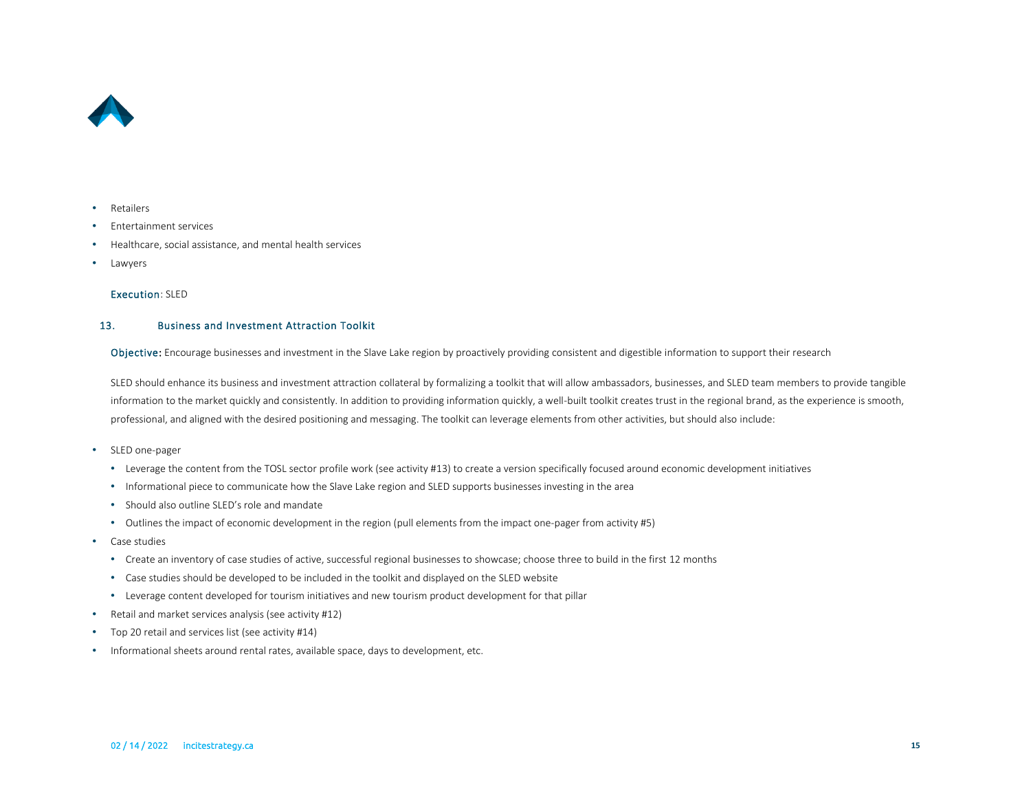- Retailers
- Entertainment services
- Healthcare, social assistance, and mental health services
- Lawyers

**Execution**: SLED

### 13. Business and Investment Attraction Toolkit

**Objective:** Encourage businesses and investment in the Slave Lake region by proactively providing consistent and digestible information to support their research

SLED should enhance its business and investment attraction collateral by formalizing a toolkit that will allow ambassadors, businesses, and SLED team members to provide tangible information to the market quickly and consistently. In addition to providing information quickly, a well-built toolkit creates trust in the regional brand, as the experience is smooth, professional, and aligned with the desired positioning and messaging. The toolkit can leverage elements from other activities, but should also include:

- SLED one-pager
  - Leverage the content from the TOSL sector profile work (see activity #13) to create a version specifically focused around economic development initiatives
  - Informational piece to communicate how the Slave Lake region and SLED supports businesses investing in the area
  - Should also outline SLED's role and mandate
  - Outlines the impact of economic development in the region (pull elements from the impact one-pager from activity #5)
- Case studies
  - Create an inventory of case studies of active, successful regional businesses to showcase; choose three to build in the first 12 months
  - Case studies should be developed to be included in the toolkit and displayed on the SLED website
  - Leverage content developed for tourism initiatives and new tourism product development for that pillar
- Retail and market services analysis (see activity #12)
- Top 20 retail and services list (see activity #14)
- Informational sheets around rental rates, available space, days to development, etc.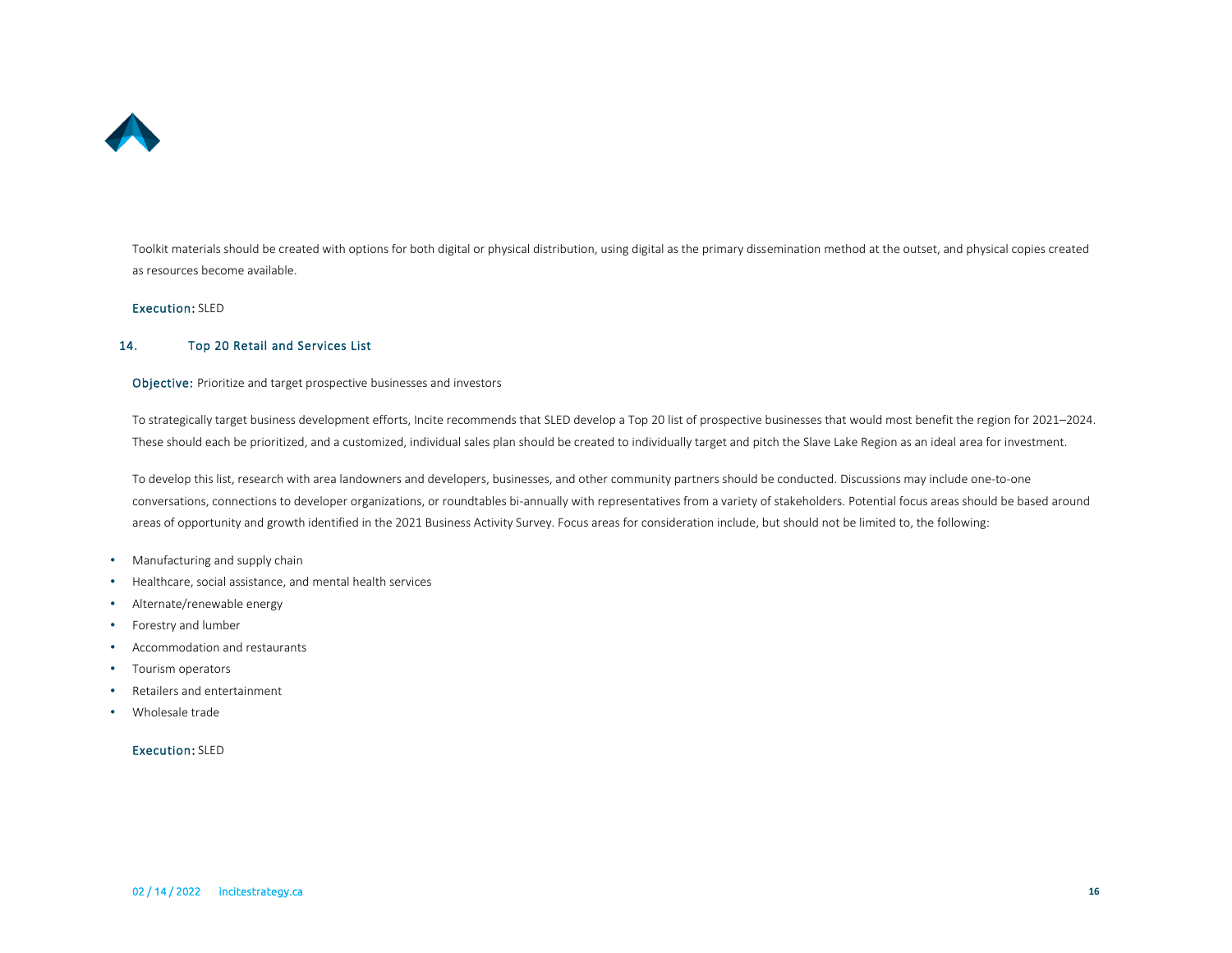Toolkit materials should be created with options for both digital or physical distribution, using digital as the primary dissemination method at the outset, and physical copies created as resources become available.

**Execution:** SLED

## 14. Top 20 Retail and Services List

**Objective:** Prioritize and target prospective businesses and investors

To strategically target business development efforts, Incite recommends that SLED develop a Top 20 list of prospective businesses that would most benefit the region for 2021–2024. These should each be prioritized, and a customized, individual sales plan should be created to individually target and pitch the Slave Lake Region as an ideal area for investment.

To develop this list, research with area landowners and developers, businesses, and other community partners should be conducted. Discussions may include one-to-one conversations, connections to developer organizations, or roundtables bi-annually with representatives from a variety of stakeholders. Potential focus areas should be based around areas of opportunity and growth identified in the 2021 Business Activity Survey. Focus areas for consideration include, but should not be limited to, the following:

- Manufacturing and supply chain
- Healthcare, social assistance, and mental health services
- Alternate/renewable energy
- Forestry and lumber
- Accommodation and restaurants
- Tourism operators
- Retailers and entertainment
- Wholesale trade

**Execution:** SLED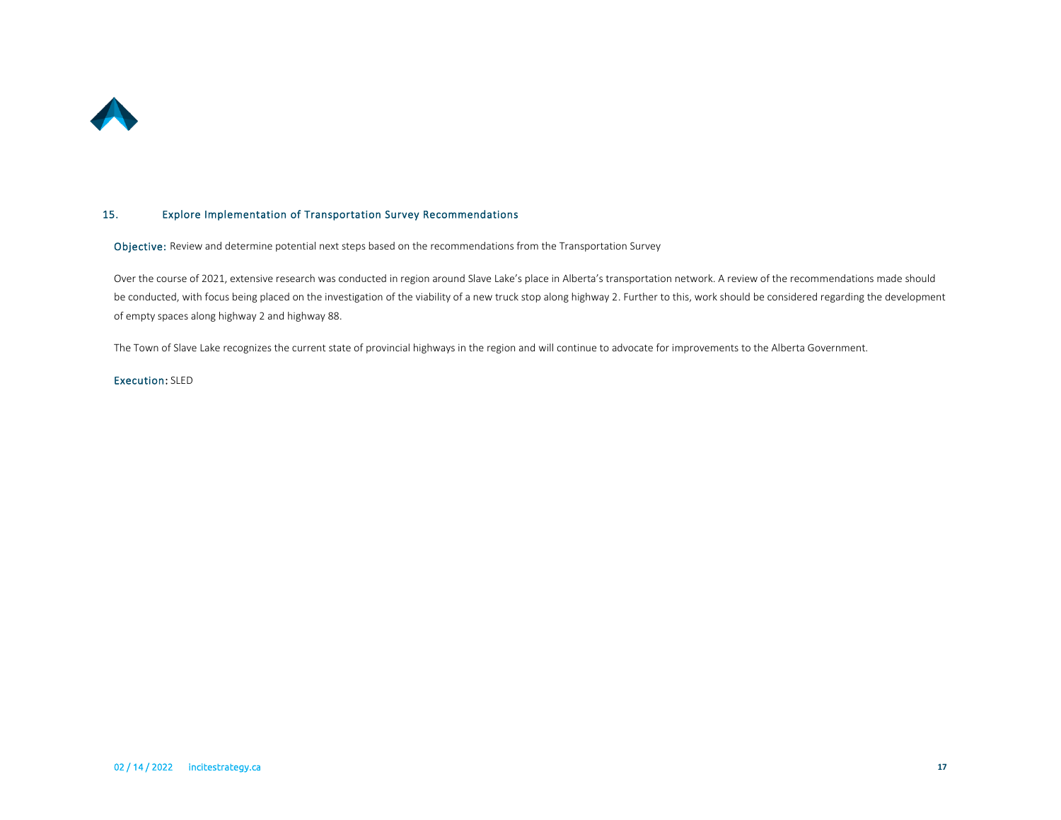## 15. Explore Implementation of Transportation Survey Recommendations

**Objective:** Review and determine potential next steps based on the recommendations from the Transportation Survey

Over the course of 2021, extensive research was conducted in region around Slave Lake's place in Alberta's transportation network. A review of the recommendations made should be conducted, with focus being placed on the investigation of the viability of a new truck stop along highway 2. Further to this, work should be considered regarding the development of empty spaces along highway 2 and highway 88.

The Town of Slave Lake recognizes the current state of provincial highways in the region and will continue to advocate for improvements to the Alberta Government.

**Execution:** SLED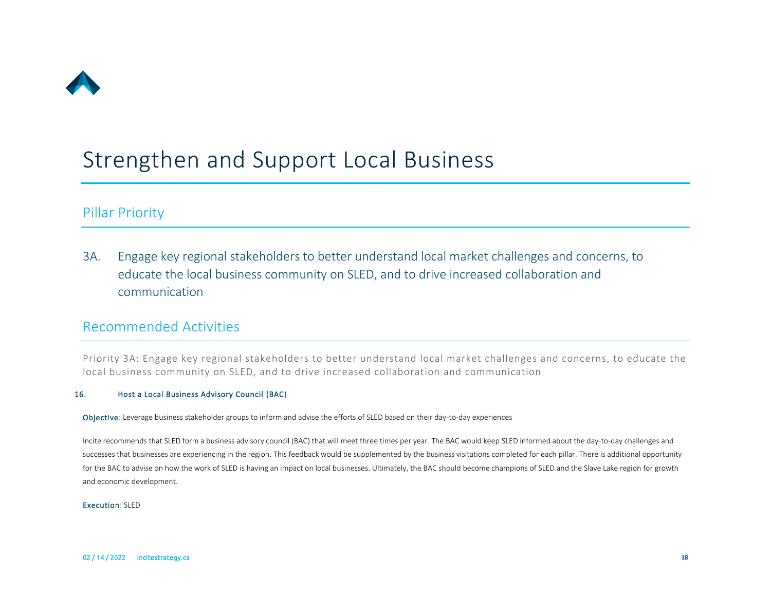# Strengthen and Support Local Business

## Pillar Priority

3A. Engage key regional stakeholders to better understand local market challenges and concerns, to educate the local business community on SLED, and to drive increased collaboration and communication

## Recommended Activities

Priority 3A: Engage key regional stakeholders to better understand local market challenges and concerns, to educate the local business community on SLED, and to drive increased collaboration and communication

### 16. Host a Local Business Advisory Council (BAC)

**Objective**: Leverage business stakeholder groups to inform and advise the efforts of SLED based on their day-to-day experiences

Incite recommends that SLED form a business advisory council (BAC) that will meet three times per year. The BAC would keep SLED informed about the day-to-day challenges and successes that businesses are experiencing in the region. This feedback would be supplemented by the business visitations completed for each pillar. There is additional opportunity for the BAC to advise on how the work of SLED is having an impact on local businesses. Ultimately, the BAC should become champions of SLED and the Slave Lake region for growth and economic development.

**Execution**: SLED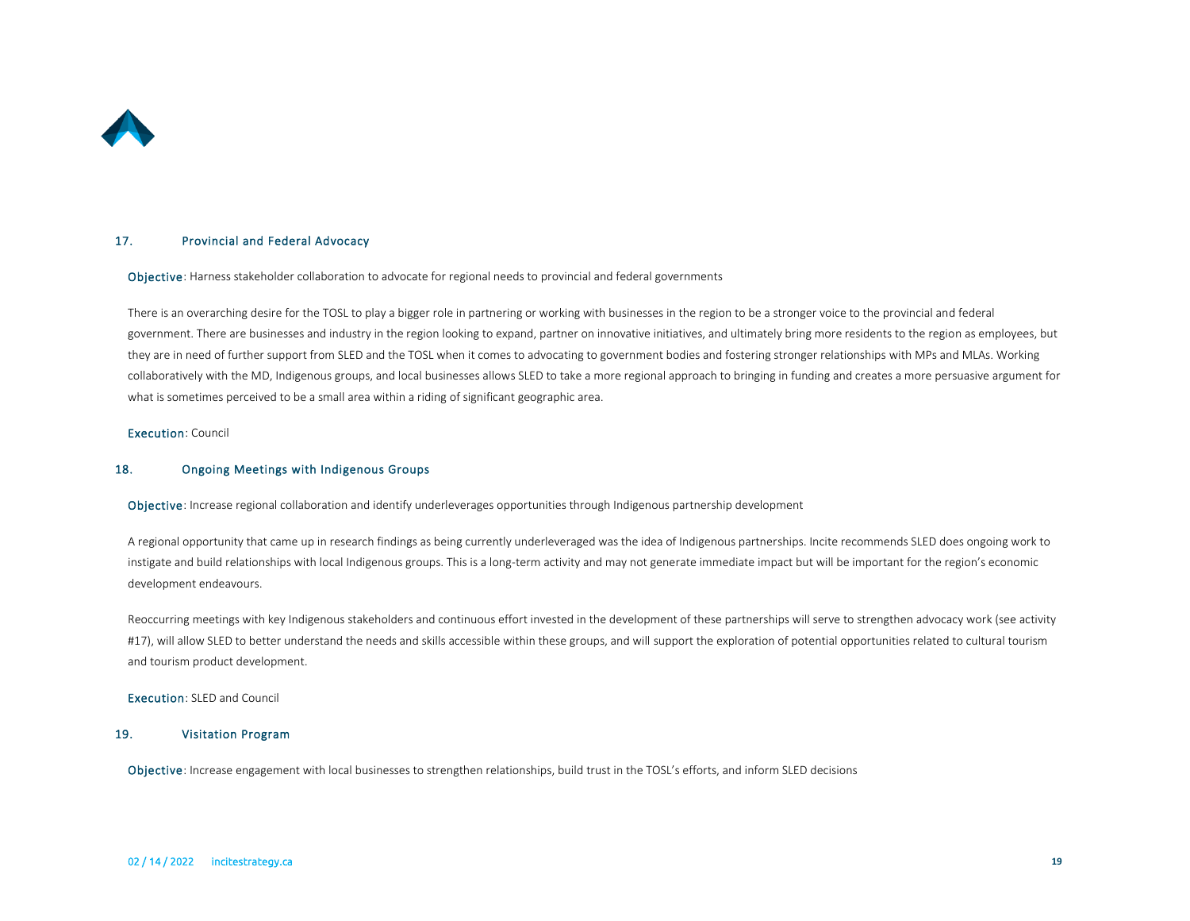### 17. Provincial and Federal Advocacy

**Objective**: Harness stakeholder collaboration to advocate for regional needs to provincial and federal governments

There is an overarching desire for the TOSL to play a bigger role in partnering or working with businesses in the region to be a stronger voice to the provincial and federal government. There are businesses and industry in the region looking to expand, partner on innovative initiatives, and ultimately bring more residents to the region as employees, but they are in need of further support from SLED and the TOSL when it comes to advocating to government bodies and fostering stronger relationships with MPs and MLAs. Working collaboratively with the MD, Indigenous groups, and local businesses allows SLED to take a more regional approach to bringing in funding and creates a more persuasive argument for what is sometimes perceived to be a small area within a riding of significant geographic area.

**Execution**: Council

### 18. Ongoing Meetings with Indigenous Groups

**Objective**: Increase regional collaboration and identify underleverages opportunities through Indigenous partnership development

A regional opportunity that came up in research findings as being currently underleveraged was the idea of Indigenous partnerships. Incite recommends SLED does ongoing work to instigate and build relationships with local Indigenous groups. This is a long-term activity and may not generate immediate impact but will be important for the region's economic development endeavours.

Reoccurring meetings with key Indigenous stakeholders and continuous effort invested in the development of these partnerships will serve to strengthen advocacy work (see activity #17), will allow SLED to better understand the needs and skills accessible within these groups, and will support the exploration of potential opportunities related to cultural tourism and tourism product development.

**Execution**: SLED and Council

### 19. Visitation Program

**Objective**: Increase engagement with local businesses to strengthen relationships, build trust in the TOSL's efforts, and inform SLED decisions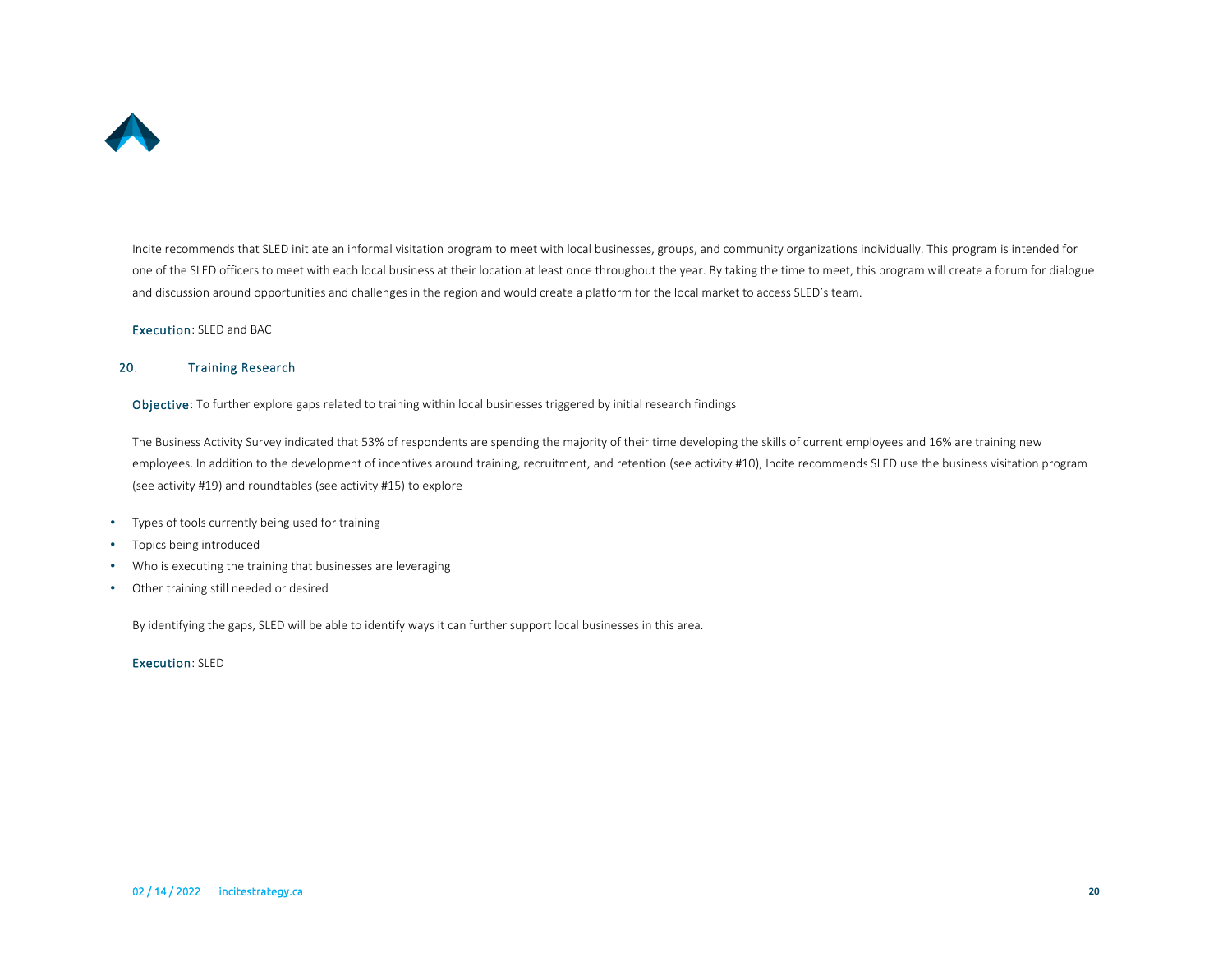Incite recommends that SLED initiate an informal visitation program to meet with local businesses, groups, and community organizations individually. This program is intended for one of the SLED officers to meet with each local business at their location at least once throughout the year. By taking the time to meet, this program will create a forum for dialogue and discussion around opportunities and challenges in the region and would create a platform for the local market to access SLED's team.

**Execution**: SLED and BAC

## 20. Training Research

**Objective**: To further explore gaps related to training within local businesses triggered by initial research findings

The Business Activity Survey indicated that 53% of respondents are spending the majority of their time developing the skills of current employees and 16% are training new employees. In addition to the development of incentives around training, recruitment, and retention (see activity #10), Incite recommends SLED use the business visitation program (see activity #19) and roundtables (see activity #15) to explore

- Types of tools currently being used for training
- Topics being introduced
- Who is executing the training that businesses are leveraging
- Other training still needed or desired

By identifying the gaps, SLED will be able to identify ways it can further support local businesses in this area.

**Execution**: SLED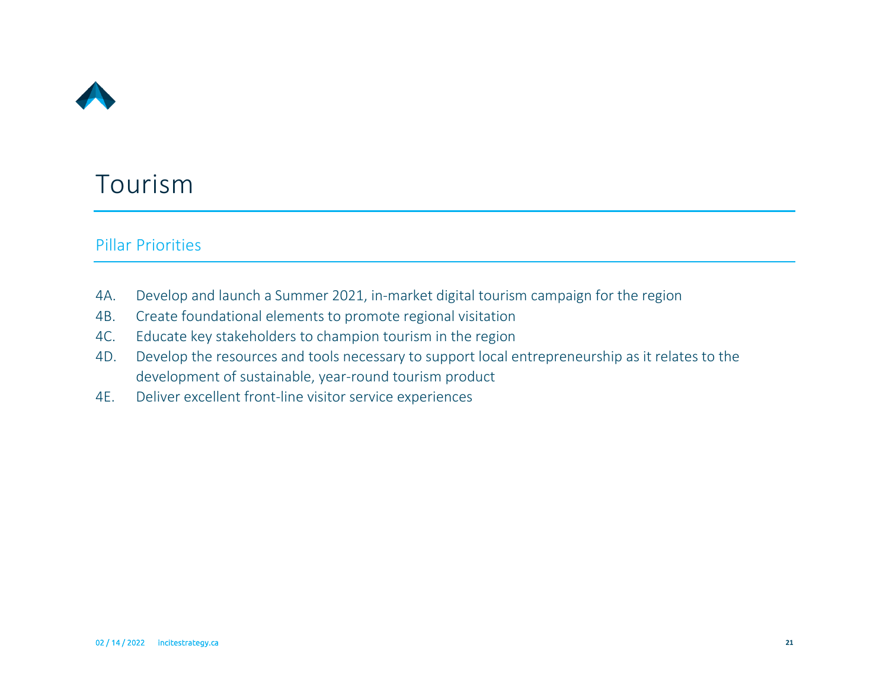# Tourism

## Pillar Priorities

4A. Develop and launch a Summer 2021, in-market digital tourism campaign for the region

4B. Create foundational elements to promote regional visitation

4C. Educate key stakeholders to champion tourism in the region

4D. Develop the resources and tools necessary to support local entrepreneurship as it relates to the development of sustainable, year-round tourism product

4E. Deliver excellent front-line visitor service experiences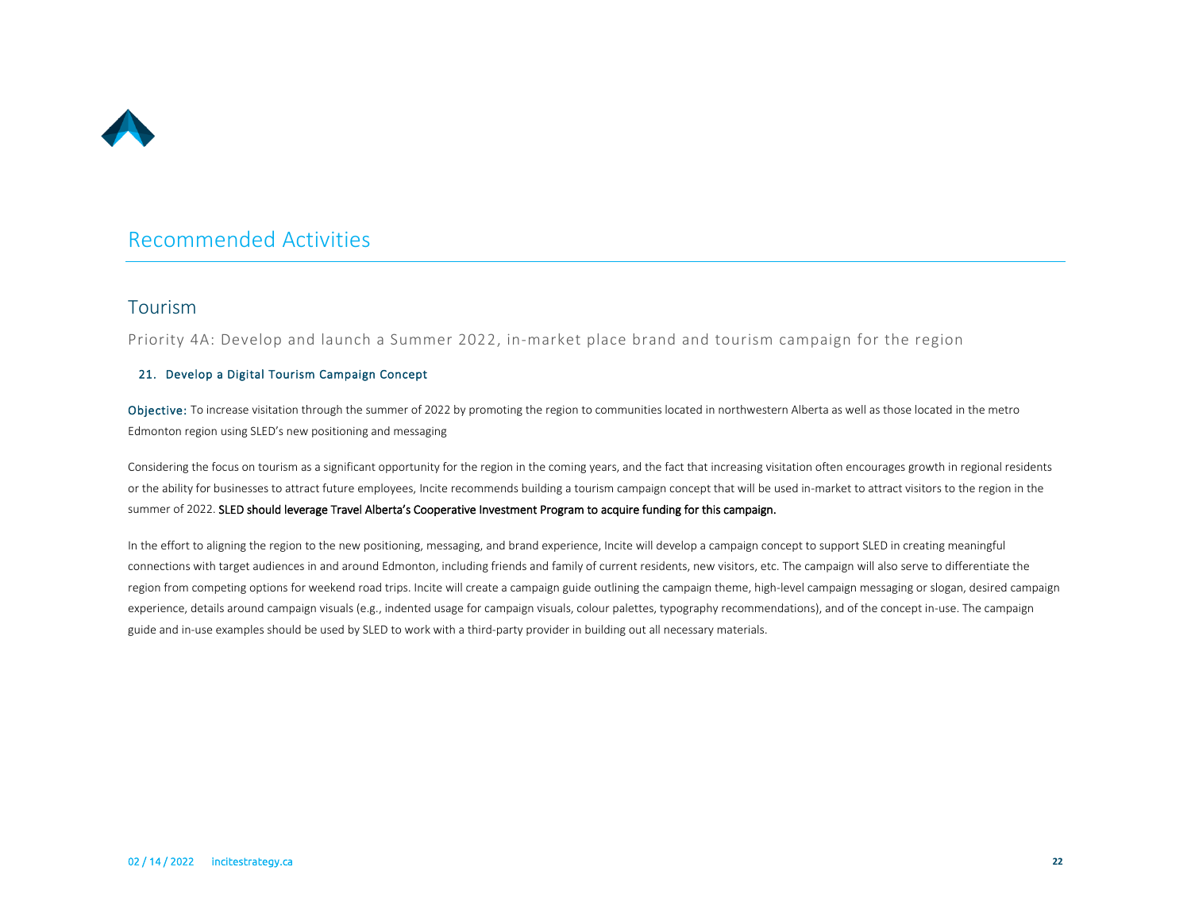# Recommended Activities

## Tourism

### Priority 4A: Develop and launch a Summer 2022, in-market place brand and tourism campaign for the region

#### 21. Develop a Digital Tourism Campaign Concept

**Objective:** To increase visitation through the summer of 2022 by promoting the region to communities located in northwestern Alberta as well as those located in the metro Edmonton region using SLED's new positioning and messaging

Considering the focus on tourism as a significant opportunity for the region in the coming years, and the fact that increasing visitation often encourages growth in regional residents or the ability for businesses to attract future employees, Incite recommends building a tourism campaign concept that will be used in-market to attract visitors to the region in the summer of 2022. **SLED should leverage Travel Alberta's Cooperative Investment Program to acquire funding for this campaign.**

In the effort to aligning the region to the new positioning, messaging, and brand experience, Incite will develop a campaign concept to support SLED in creating meaningful connections with target audiences in and around Edmonton, including friends and family of current residents, new visitors, etc. The campaign will also serve to differentiate the region from competing options for weekend road trips. Incite will create a campaign guide outlining the campaign theme, high-level campaign messaging or slogan, desired campaign experience, details around campaign visuals (e.g., indented usage for campaign visuals, colour palettes, typography recommendations), and of the concept in-use. The campaign guide and in-use examples should be used by SLED to work with a third-party provider in building out all necessary materials.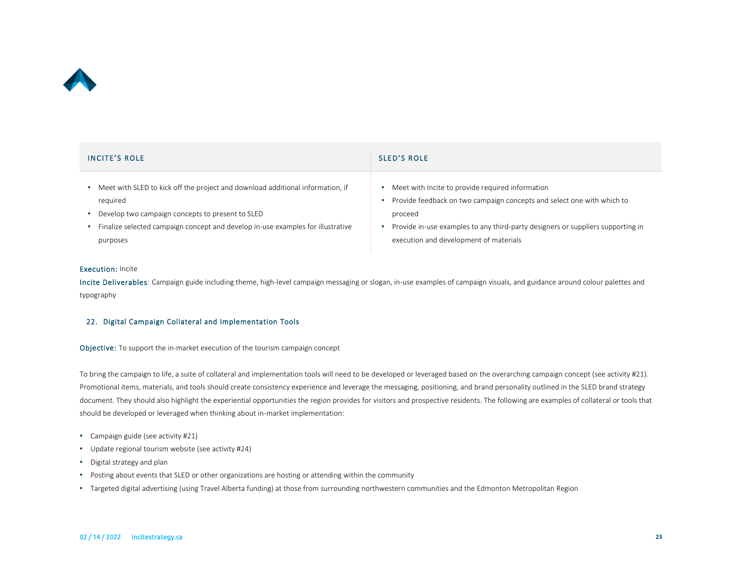| INCITE'S ROLE | SLED'S ROLE |
| --- | --- |
| • Meet with SLED to kick off the project and download additional information, if required<br>• Develop two campaign concepts to present to SLED<br>• Finalize selected campaign concept and develop in-use examples for illustrative purposes | • Meet with Incite to provide required information<br>• Provide feedback on two campaign concepts and select one with which to proceed<br>• Provide in-use examples to any third-party designers or suppliers supporting in execution and development of materials |

**Execution:** Incite

**Incite Deliverables**: Campaign guide including theme, high-level campaign messaging or slogan, in-use examples of campaign visuals, and guidance around colour palettes and typography

### 22. Digital Campaign Collateral and Implementation Tools

**Objective:** To support the in-market execution of the tourism campaign concept

To bring the campaign to life, a suite of collateral and implementation tools will need to be developed or leveraged based on the overarching campaign concept (see activity #21). Promotional items, materials, and tools should create consistency experience and leverage the messaging, positioning, and brand personality outlined in the SLED brand strategy document. They should also highlight the experiential opportunities the region provides for visitors and prospective residents. The following are examples of collateral or tools that should be developed or leveraged when thinking about in-market implementation:

- Campaign guide (see activity #21)
- Update regional tourism website (see activity #24)
- Digital strategy and plan
- Posting about events that SLED or other organizations are hosting or attending within the community
- Targeted digital advertising (using Travel Alberta funding) at those from surrounding northwestern communities and the Edmonton Metropolitan Region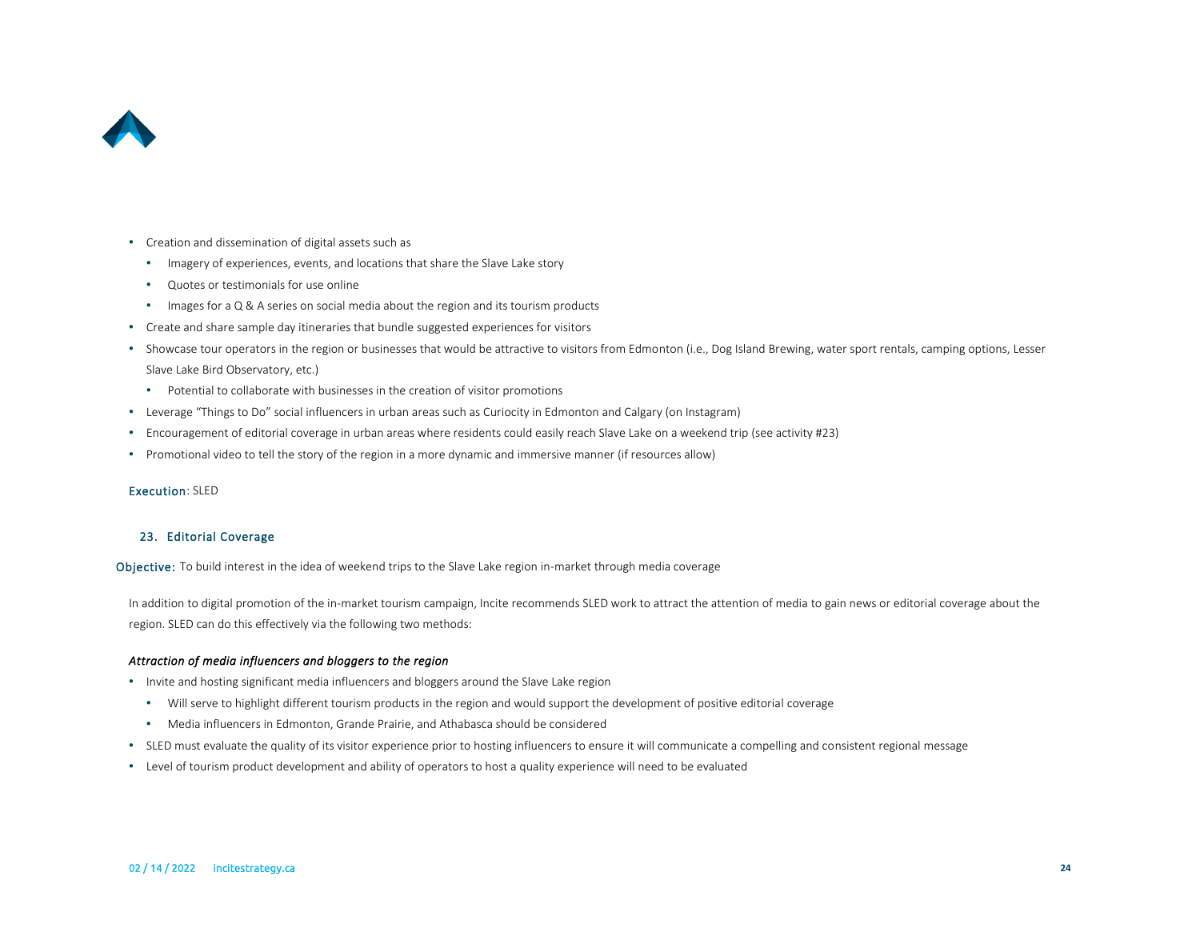- Creation and dissemination of digital assets such as
  - Imagery of experiences, events, and locations that share the Slave Lake story
  - Quotes or testimonials for use online
  - Images for a Q & A series on social media about the region and its tourism products
- Create and share sample day itineraries that bundle suggested experiences for visitors
- Showcase tour operators in the region or businesses that would be attractive to visitors from Edmonton (i.e., Dog Island Brewing, water sport rentals, camping options, Lesser Slave Lake Bird Observatory, etc.)
  - Potential to collaborate with businesses in the creation of visitor promotions
- Leverage "Things to Do" social influencers in urban areas such as Curiocity in Edmonton and Calgary (on Instagram)
- Encouragement of editorial coverage in urban areas where residents could easily reach Slave Lake on a weekend trip (see activity #23)
- Promotional video to tell the story of the region in a more dynamic and immersive manner (if resources allow)

**Execution**: SLED

### 23. Editorial Coverage

**Objective:** To build interest in the idea of weekend trips to the Slave Lake region in-market through media coverage

In addition to digital promotion of the in-market tourism campaign, Incite recommends SLED work to attract the attention of media to gain news or editorial coverage about the region. SLED can do this effectively via the following two methods:

*Attraction of media influencers and bloggers to the region*

- Invite and hosting significant media influencers and bloggers around the Slave Lake region
  - Will serve to highlight different tourism products in the region and would support the development of positive editorial coverage
  - Media influencers in Edmonton, Grande Prairie, and Athabasca should be considered
- SLED must evaluate the quality of its visitor experience prior to hosting influencers to ensure it will communicate a compelling and consistent regional message
- Level of tourism product development and ability of operators to host a quality experience will need to be evaluated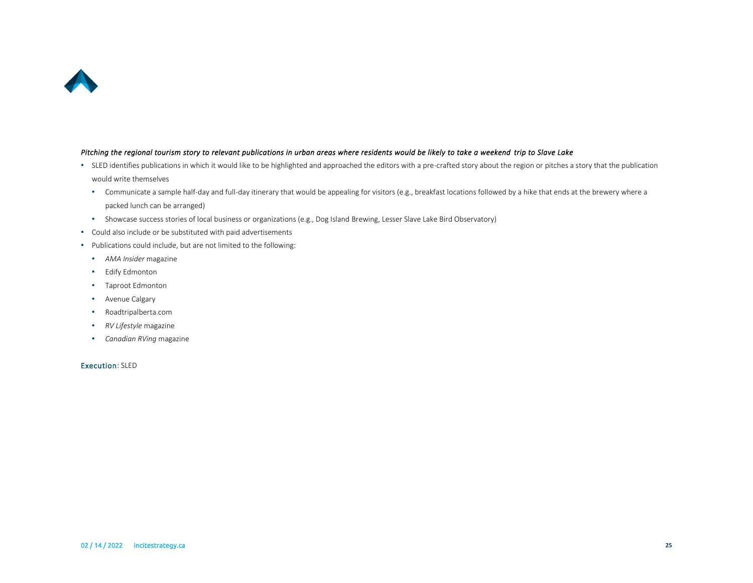*Pitching the regional tourism story to relevant publications in urban areas where residents would be likely to take a weekend trip to Slave Lake*

- SLED identifies publications in which it would like to be highlighted and approached the editors with a pre-crafted story about the region or pitches a story that the publication would write themselves
  - Communicate a sample half-day and full-day itinerary that would be appealing for visitors (e.g., breakfast locations followed by a hike that ends at the brewery where a packed lunch can be arranged)
  - Showcase success stories of local business or organizations (e.g., Dog Island Brewing, Lesser Slave Lake Bird Observatory)
- Could also include or be substituted with paid advertisements
- Publications could include, but are not limited to the following:
  - *AMA Insider* magazine
  - Edify Edmonton
  - Taproot Edmonton
  - Avenue Calgary
  - Roadtripalberta.com
  - *RV Lifestyle* magazine
  - *Canadian RVing* magazine

Execution: SLED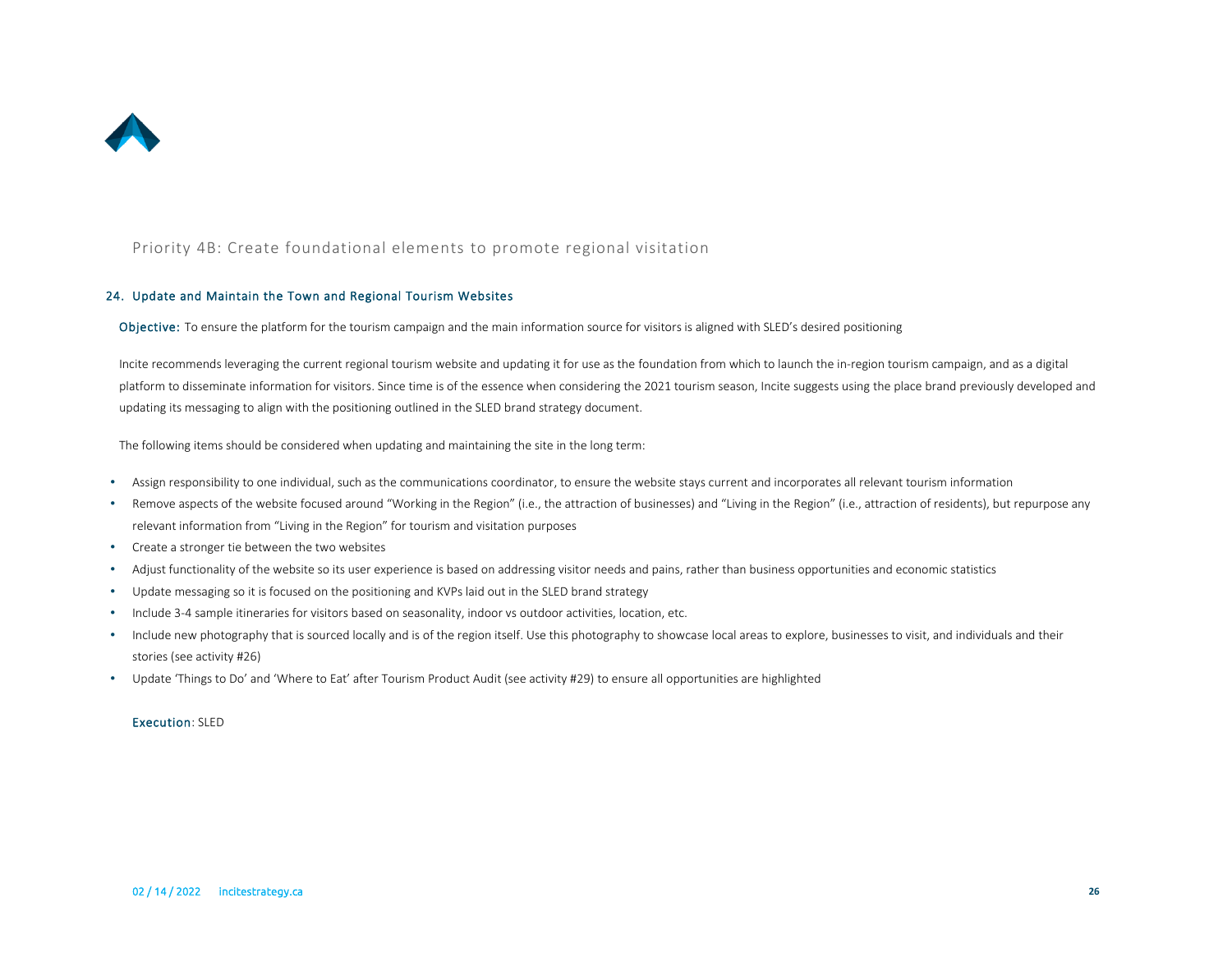## Priority 4B: Create foundational elements to promote regional visitation

### 24. Update and Maintain the Town and Regional Tourism Websites

**Objective:** To ensure the platform for the tourism campaign and the main information source for visitors is aligned with SLED's desired positioning

Incite recommends leveraging the current regional tourism website and updating it for use as the foundation from which to launch the in-region tourism campaign, and as a digital platform to disseminate information for visitors. Since time is of the essence when considering the 2021 tourism season, Incite suggests using the place brand previously developed and updating its messaging to align with the positioning outlined in the SLED brand strategy document.

The following items should be considered when updating and maintaining the site in the long term:

- Assign responsibility to one individual, such as the communications coordinator, to ensure the website stays current and incorporates all relevant tourism information
- Remove aspects of the website focused around "Working in the Region" (i.e., the attraction of businesses) and "Living in the Region" (i.e., attraction of residents), but repurpose any relevant information from "Living in the Region" for tourism and visitation purposes
- Create a stronger tie between the two websites
- Adjust functionality of the website so its user experience is based on addressing visitor needs and pains, rather than business opportunities and economic statistics
- Update messaging so it is focused on the positioning and KVPs laid out in the SLED brand strategy
- Include 3-4 sample itineraries for visitors based on seasonality, indoor vs outdoor activities, location, etc.
- Include new photography that is sourced locally and is of the region itself. Use this photography to showcase local areas to explore, businesses to visit, and individuals and their stories (see activity #26)
- Update 'Things to Do' and 'Where to Eat' after Tourism Product Audit (see activity #29) to ensure all opportunities are highlighted

**Execution**: SLED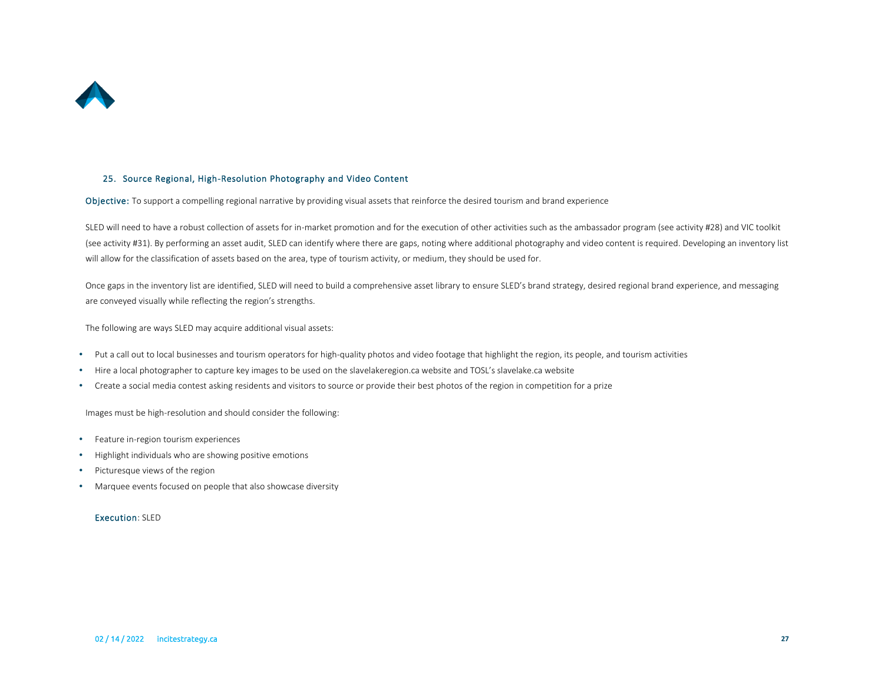## 25. Source Regional, High-Resolution Photography and Video Content

**Objective:** To support a compelling regional narrative by providing visual assets that reinforce the desired tourism and brand experience

SLED will need to have a robust collection of assets for in-market promotion and for the execution of other activities such as the ambassador program (see activity #28) and VIC toolkit (see activity #31). By performing an asset audit, SLED can identify where there are gaps, noting where additional photography and video content is required. Developing an inventory list will allow for the classification of assets based on the area, type of tourism activity, or medium, they should be used for.

Once gaps in the inventory list are identified, SLED will need to build a comprehensive asset library to ensure SLED's brand strategy, desired regional brand experience, and messaging are conveyed visually while reflecting the region's strengths.

The following are ways SLED may acquire additional visual assets:

- Put a call out to local businesses and tourism operators for high-quality photos and video footage that highlight the region, its people, and tourism activities
- Hire a local photographer to capture key images to be used on the slavelakeregion.ca website and TOSL's slavelake.ca website
- Create a social media contest asking residents and visitors to source or provide their best photos of the region in competition for a prize

Images must be high-resolution and should consider the following:

- Feature in-region tourism experiences
- Highlight individuals who are showing positive emotions
- Picturesque views of the region
- Marquee events focused on people that also showcase diversity

**Execution**: SLED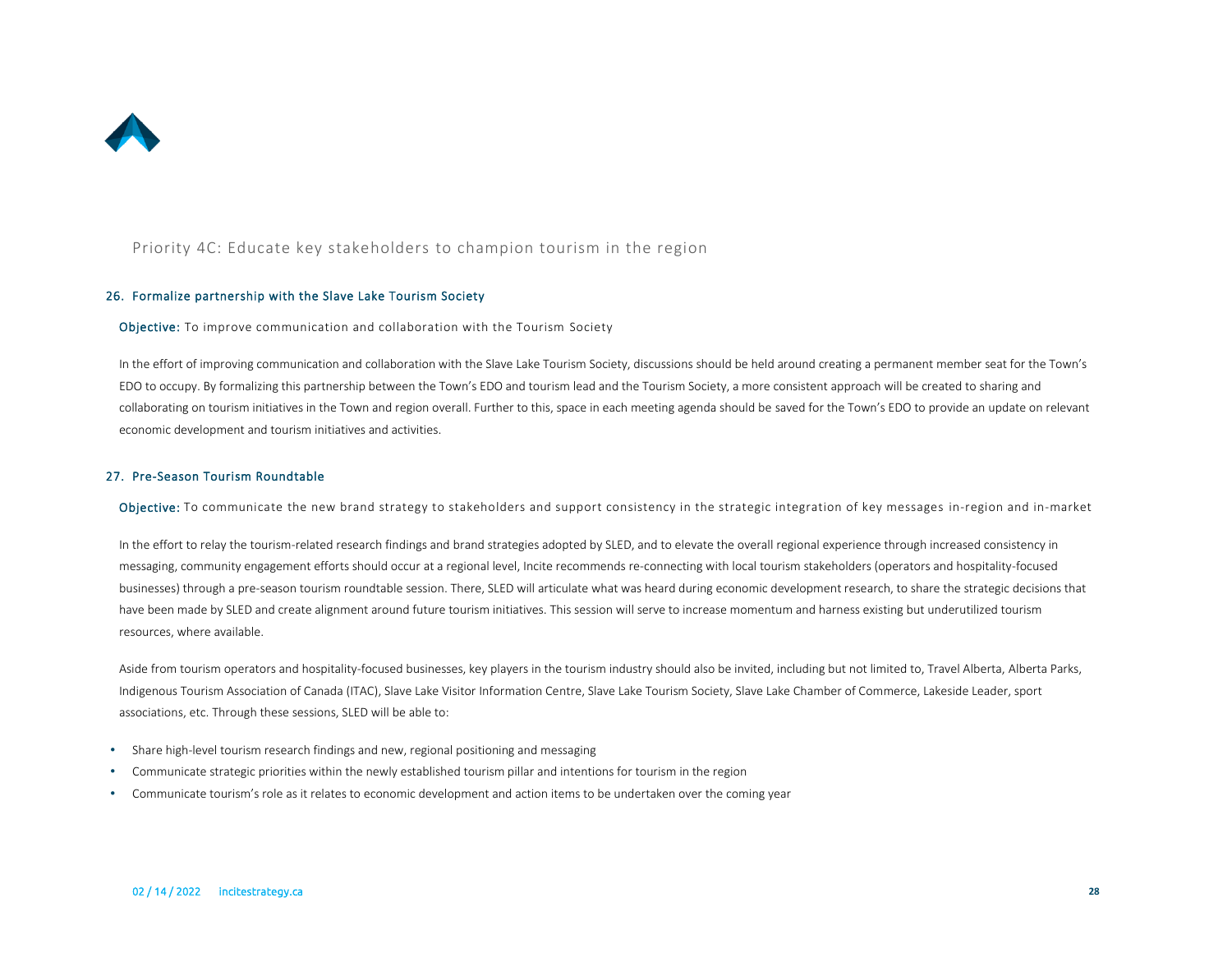## Priority 4C: Educate key stakeholders to champion tourism in the region

### 26. Formalize partnership with the Slave Lake Tourism Society

**Objective:** To improve communication and collaboration with the Tourism Society

In the effort of improving communication and collaboration with the Slave Lake Tourism Society, discussions should be held around creating a permanent member seat for the Town's EDO to occupy. By formalizing this partnership between the Town's EDO and tourism lead and the Tourism Society, a more consistent approach will be created to sharing and collaborating on tourism initiatives in the Town and region overall. Further to this, space in each meeting agenda should be saved for the Town's EDO to provide an update on relevant economic development and tourism initiatives and activities.

### 27. Pre-Season Tourism Roundtable

**Objective:** To communicate the new brand strategy to stakeholders and support consistency in the strategic integration of key messages in-region and in-market

In the effort to relay the tourism-related research findings and brand strategies adopted by SLED, and to elevate the overall regional experience through increased consistency in messaging, community engagement efforts should occur at a regional level, Incite recommends re-connecting with local tourism stakeholders (operators and hospitality-focused businesses) through a pre-season tourism roundtable session. There, SLED will articulate what was heard during economic development research, to share the strategic decisions that have been made by SLED and create alignment around future tourism initiatives. This session will serve to increase momentum and harness existing but underutilized tourism resources, where available.

Aside from tourism operators and hospitality-focused businesses, key players in the tourism industry should also be invited, including but not limited to, Travel Alberta, Alberta Parks, Indigenous Tourism Association of Canada (ITAC), Slave Lake Visitor Information Centre, Slave Lake Tourism Society, Slave Lake Chamber of Commerce, Lakeside Leader, sport associations, etc. Through these sessions, SLED will be able to:

- Share high-level tourism research findings and new, regional positioning and messaging
- Communicate strategic priorities within the newly established tourism pillar and intentions for tourism in the region
- Communicate tourism's role as it relates to economic development and action items to be undertaken over the coming year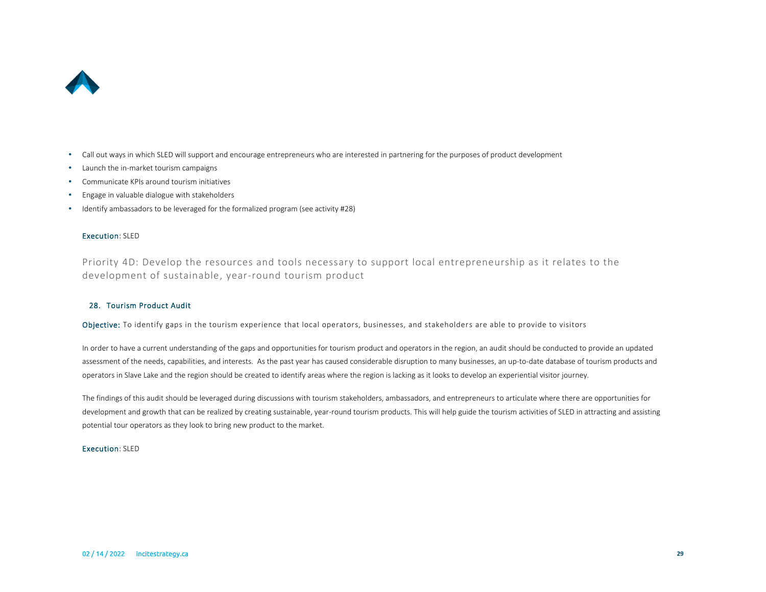- Call out ways in which SLED will support and encourage entrepreneurs who are interested in partnering for the purposes of product development
- Launch the in-market tourism campaigns
- Communicate KPIs around tourism initiatives
- Engage in valuable dialogue with stakeholders
- Identify ambassadors to be leveraged for the formalized program (see activity #28)

**Execution**: SLED

## Priority 4D: Develop the resources and tools necessary to support local entrepreneurship as it relates to the development of sustainable, year-round tourism product

### 28. Tourism Product Audit

**Objective:** To identify gaps in the tourism experience that local operators, businesses, and stakeholders are able to provide to visitors

In order to have a current understanding of the gaps and opportunities for tourism product and operators in the region, an audit should be conducted to provide an updated assessment of the needs, capabilities, and interests. As the past year has caused considerable disruption to many businesses, an up-to-date database of tourism products and operators in Slave Lake and the region should be created to identify areas where the region is lacking as it looks to develop an experiential visitor journey.

The findings of this audit should be leveraged during discussions with tourism stakeholders, ambassadors, and entrepreneurs to articulate where there are opportunities for development and growth that can be realized by creating sustainable, year-round tourism products. This will help guide the tourism activities of SLED in attracting and assisting potential tour operators as they look to bring new product to the market.

**Execution**: SLED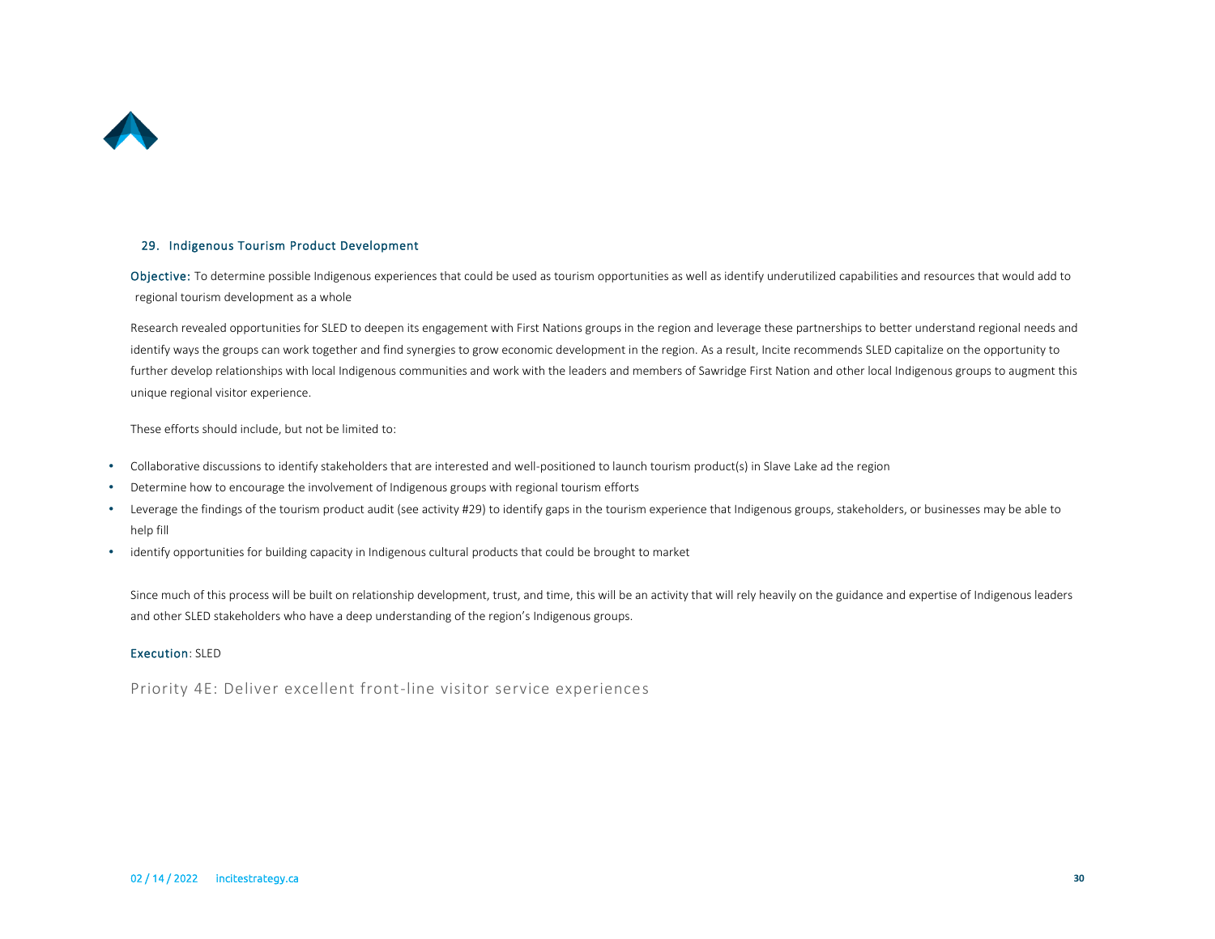### 29. Indigenous Tourism Product Development

**Objective:** To determine possible Indigenous experiences that could be used as tourism opportunities as well as identify underutilized capabilities and resources that would add to regional tourism development as a whole

Research revealed opportunities for SLED to deepen its engagement with First Nations groups in the region and leverage these partnerships to better understand regional needs and identify ways the groups can work together and find synergies to grow economic development in the region. As a result, Incite recommends SLED capitalize on the opportunity to further develop relationships with local Indigenous communities and work with the leaders and members of Sawridge First Nation and other local Indigenous groups to augment this unique regional visitor experience.

These efforts should include, but not be limited to:

- Collaborative discussions to identify stakeholders that are interested and well-positioned to launch tourism product(s) in Slave Lake ad the region
- Determine how to encourage the involvement of Indigenous groups with regional tourism efforts
- Leverage the findings of the tourism product audit (see activity #29) to identify gaps in the tourism experience that Indigenous groups, stakeholders, or businesses may be able to help fill
- identify opportunities for building capacity in Indigenous cultural products that could be brought to market

Since much of this process will be built on relationship development, trust, and time, this will be an activity that will rely heavily on the guidance and expertise of Indigenous leaders and other SLED stakeholders who have a deep understanding of the region's Indigenous groups.

**Execution**: SLED

## Priority 4E: Deliver excellent front-line visitor service experiences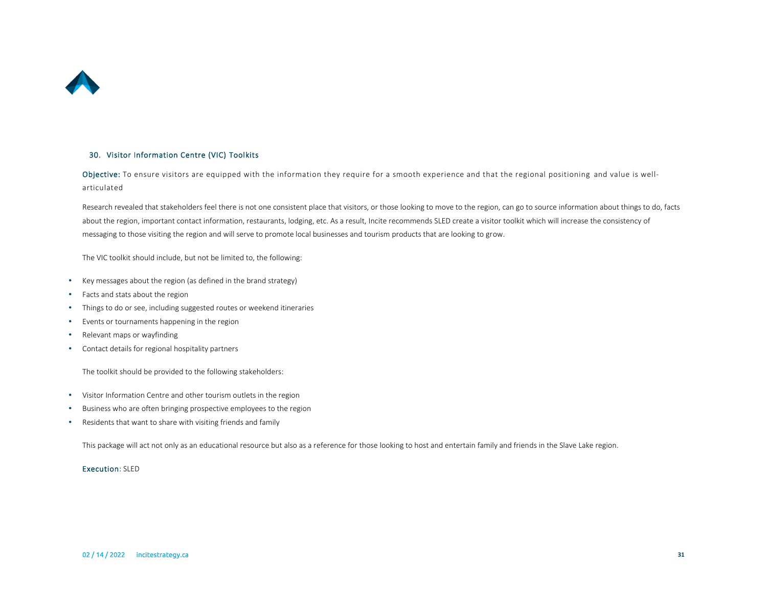### 30. Visitor Information Centre (VIC) Toolkits

**Objective:** To ensure visitors are equipped with the information they require for a smooth experience and that the regional positioning and value is well-articulated

Research revealed that stakeholders feel there is not one consistent place that visitors, or those looking to move to the region, can go to source information about things to do, facts about the region, important contact information, restaurants, lodging, etc. As a result, Incite recommends SLED create a visitor toolkit which will increase the consistency of messaging to those visiting the region and will serve to promote local businesses and tourism products that are looking to grow.

The VIC toolkit should include, but not be limited to, the following:

- Key messages about the region (as defined in the brand strategy)
- Facts and stats about the region
- Things to do or see, including suggested routes or weekend itineraries
- Events or tournaments happening in the region
- Relevant maps or wayfinding
- Contact details for regional hospitality partners

The toolkit should be provided to the following stakeholders:

- Visitor Information Centre and other tourism outlets in the region
- Business who are often bringing prospective employees to the region
- Residents that want to share with visiting friends and family

This package will act not only as an educational resource but also as a reference for those looking to host and entertain family and friends in the Slave Lake region.

**Execution**: SLED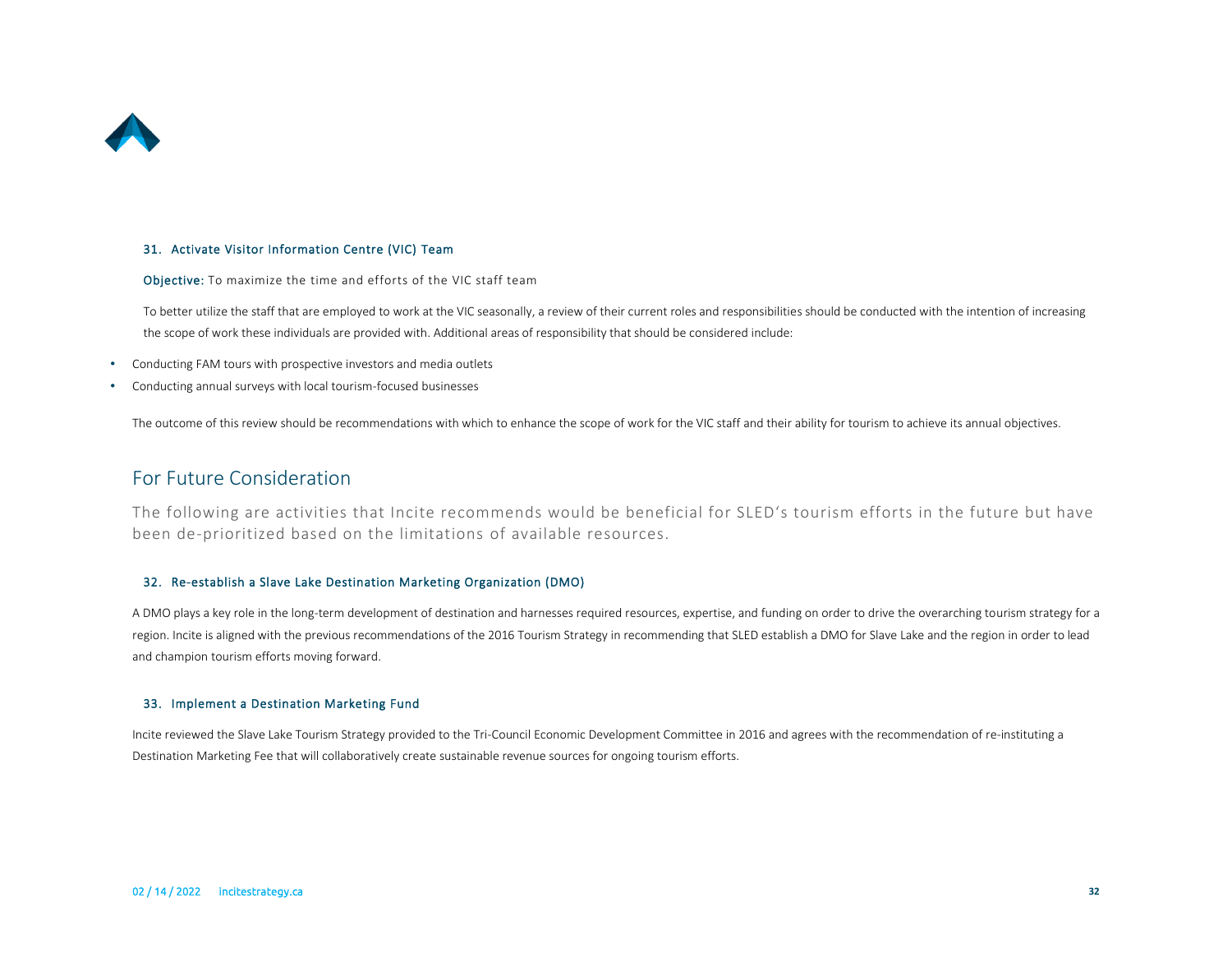### 31. Activate Visitor Information Centre (VIC) Team

**Objective:** To maximize the time and efforts of the VIC staff team

To better utilize the staff that are employed to work at the VIC seasonally, a review of their current roles and responsibilities should be conducted with the intention of increasing the scope of work these individuals are provided with. Additional areas of responsibility that should be considered include:

- Conducting FAM tours with prospective investors and media outlets
- Conducting annual surveys with local tourism-focused businesses

The outcome of this review should be recommendations with which to enhance the scope of work for the VIC staff and their ability for tourism to achieve its annual objectives.

## For Future Consideration

The following are activities that Incite recommends would be beneficial for SLED's tourism efforts in the future but have been de-prioritized based on the limitations of available resources.

### 32. Re-establish a Slave Lake Destination Marketing Organization (DMO)

A DMO plays a key role in the long-term development of destination and harnesses required resources, expertise, and funding on order to drive the overarching tourism strategy for a region. Incite is aligned with the previous recommendations of the 2016 Tourism Strategy in recommending that SLED establish a DMO for Slave Lake and the region in order to lead and champion tourism efforts moving forward.

### 33. Implement a Destination Marketing Fund

Incite reviewed the Slave Lake Tourism Strategy provided to the Tri-Council Economic Development Committee in 2016 and agrees with the recommendation of re-instituting a Destination Marketing Fee that will collaboratively create sustainable revenue sources for ongoing tourism efforts.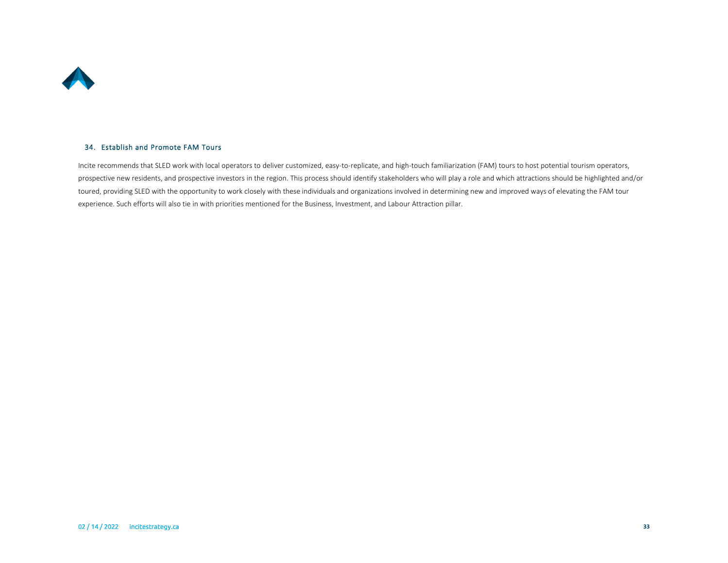### 34. Establish and Promote FAM Tours

Incite recommends that SLED work with local operators to deliver customized, easy-to-replicate, and high-touch familiarization (FAM) tours to host potential tourism operators, prospective new residents, and prospective investors in the region. This process should identify stakeholders who will play a role and which attractions should be highlighted and/or toured, providing SLED with the opportunity to work closely with these individuals and organizations involved in determining new and improved ways of elevating the FAM tour experience. Such efforts will also tie in with priorities mentioned for the Business, Investment, and Labour Attraction pillar.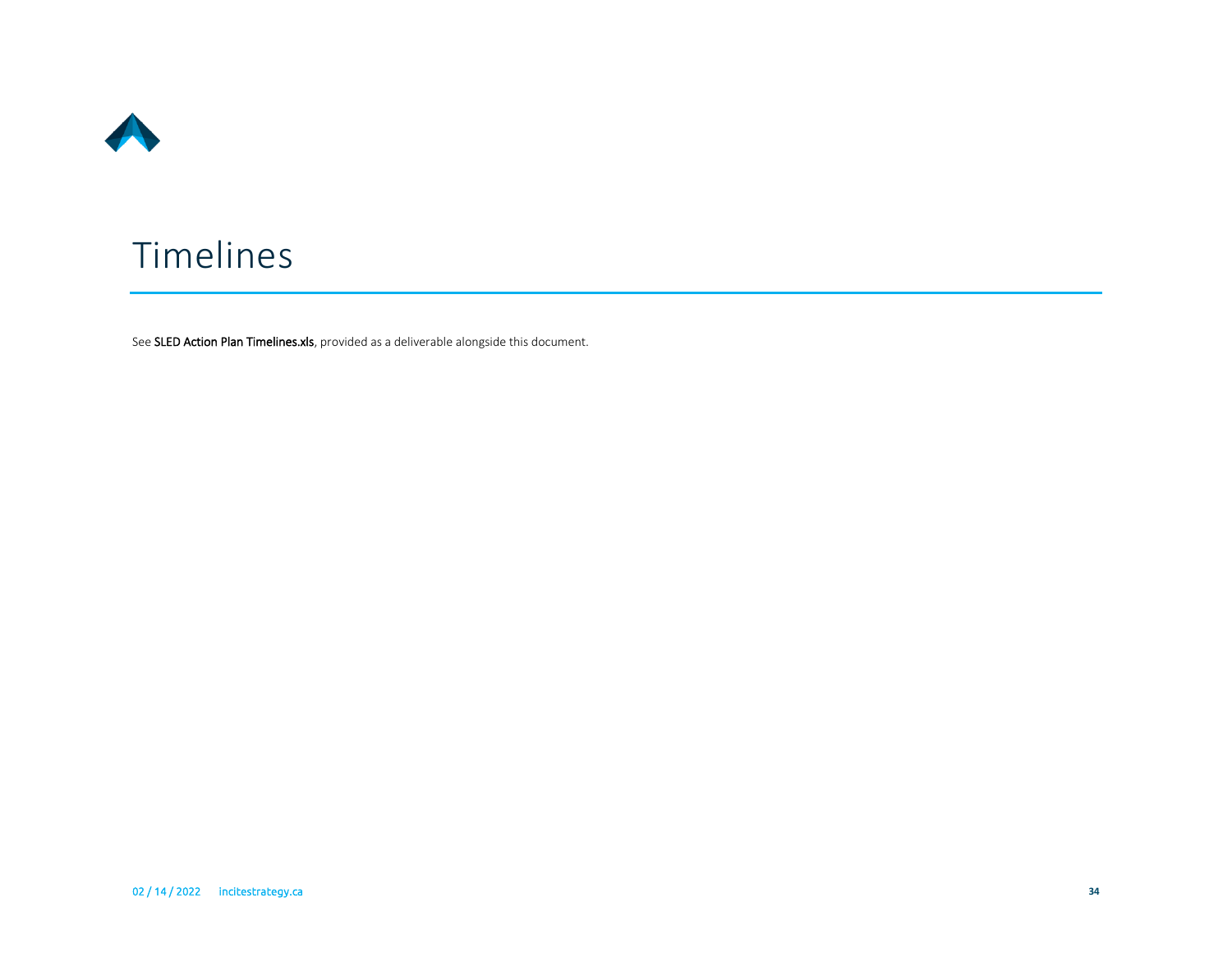# Timelines

See **SLED Action Plan Timelines.xls**, provided as a deliverable alongside this document.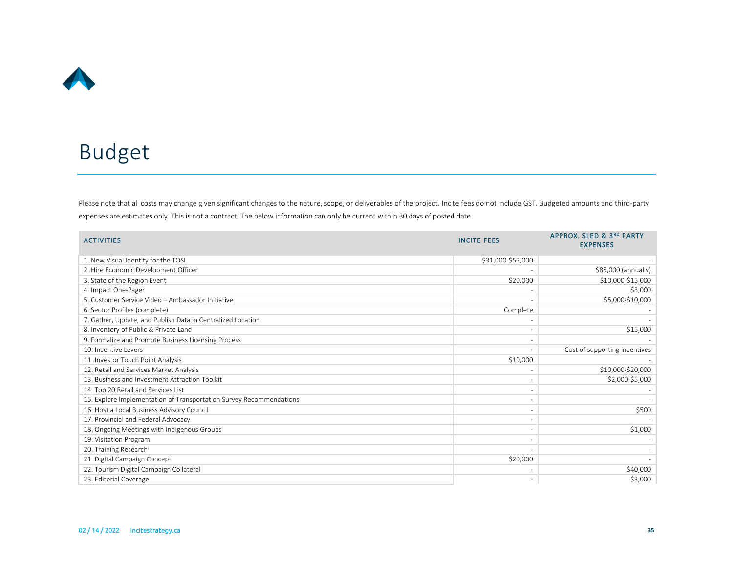# Budget

Please note that all costs may change given significant changes to the nature, scope, or deliverables of the project. Incite fees do not include GST. Budgeted amounts and third-party expenses are estimates only. This is not a contract. The below information can only be current within 30 days of posted date.

| ACTIVITIES | INCITE FEES | APPROX. SLED & 3RD PARTY EXPENSES |
|---|---|---|
| 1. New Visual Identity for the TOSL | $31,000-$55,000 | - |
| 2. Hire Economic Development Officer | - | $85,000 (annually) |
| 3. State of the Region Event | $20,000 | $10,000-$15,000 |
| 4. Impact One-Pager | - | $3,000 |
| 5. Customer Service Video – Ambassador Initiative | - | $5,000-$10,000 |
| 6. Sector Profiles (complete) | Complete | - |
| 7. Gather, Update, and Publish Data in Centralized Location | - | - |
| 8. Inventory of Public & Private Land | - | $15,000 |
| 9. Formalize and Promote Business Licensing Process | - | - |
| 10. Incentive Levers | - | Cost of supporting incentives |
| 11. Investor Touch Point Analysis | $10,000 | - |
| 12. Retail and Services Market Analysis | - | $10,000-$20,000 |
| 13. Business and Investment Attraction Toolkit | - | $2,000-$5,000 |
| 14. Top 20 Retail and Services List | - | - |
| 15. Explore Implementation of Transportation Survey Recommendations | - | - |
| 16. Host a Local Business Advisory Council | - | $500 |
| 17. Provincial and Federal Advocacy | - | - |
| 18. Ongoing Meetings with Indigenous Groups | - | $1,000 |
| 19. Visitation Program | - | - |
| 20. Training Research | - | - |
| 21. Digital Campaign Concept | $20,000 | - |
| 22. Tourism Digital Campaign Collateral | - | $40,000 |
| 23. Editorial Coverage | - | $3,000 |

02 / 14 / 2022 incitestrategy.ca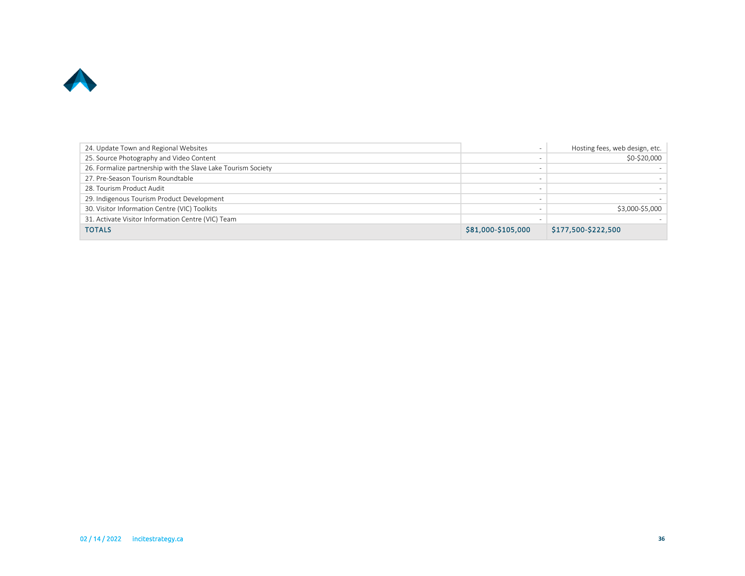| | | |
|---|---|---|
| 24. Update Town and Regional Websites | - | Hosting fees, web design, etc. |
| 25. Source Photography and Video Content | - | $0-$20,000 |
| 26. Formalize partnership with the Slave Lake Tourism Society | - | - |
| 27. Pre-Season Tourism Roundtable | - | - |
| 28. Tourism Product Audit | - | - |
| 29. Indigenous Tourism Product Development | - | - |
| 30. Visitor Information Centre (VIC) Toolkits | - | $3,000-$5,000 |
| 31. Activate Visitor Information Centre (VIC) Team | - | - |
| **TOTALS** | **$81,000-$105,000** | **$177,500-$222,500** |